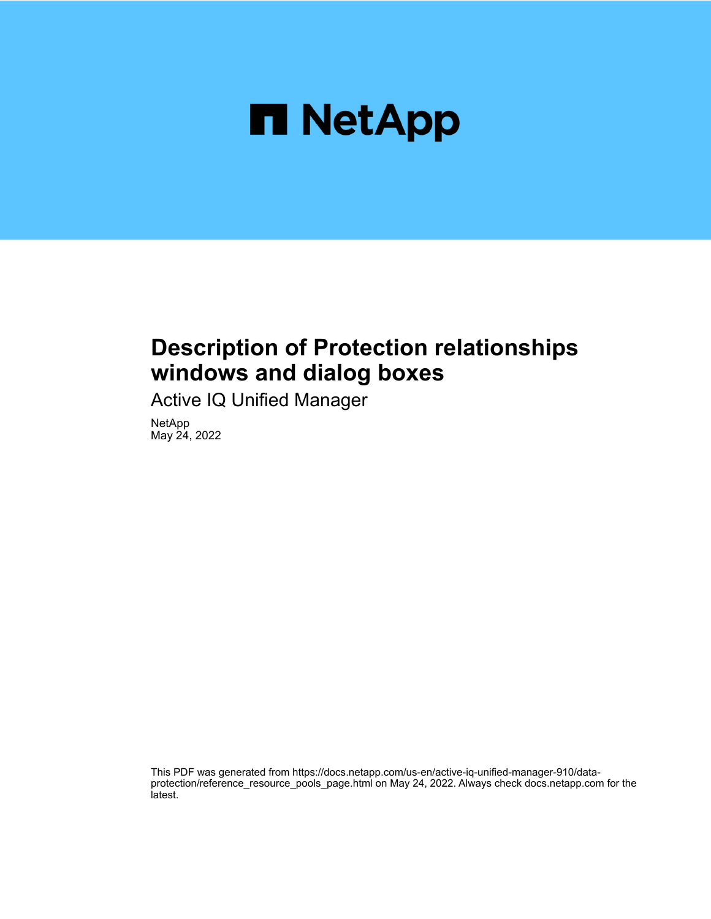# Description of Protection relationships windows and dialog boxes

Active IQ Unified Manager

NetApp
May 24, 2022

This PDF was generated from https://docs.netapp.com/us-en/active-iq-unified-manager-910/data-protection/reference_resource_pools_page.html on May 24, 2022. Always check docs.netapp.com for the latest.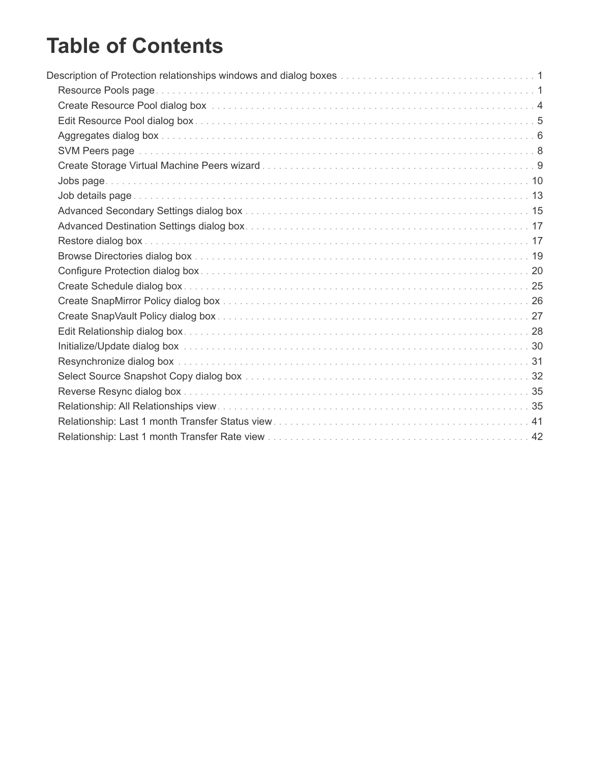# Table of Contents

- Description of Protection relationships windows and dialog boxes . . . 1
  - Resource Pools page . . . 1
  - Create Resource Pool dialog box . . . 4
  - Edit Resource Pool dialog box . . . 5
  - Aggregates dialog box . . . 6
  - SVM Peers page . . . 8
  - Create Storage Virtual Machine Peers wizard . . . 9
  - Jobs page . . . 10
  - Job details page . . . 13
  - Advanced Secondary Settings dialog box . . . 15
  - Advanced Destination Settings dialog box . . . 17
  - Restore dialog box . . . 17
  - Browse Directories dialog box . . . 19
  - Configure Protection dialog box . . . 20
  - Create Schedule dialog box . . . 25
  - Create SnapMirror Policy dialog box . . . 26
  - Create SnapVault Policy dialog box . . . 27
  - Edit Relationship dialog box . . . 28
  - Initialize/Update dialog box . . . 30
  - Resynchronize dialog box . . . 31
  - Select Source Snapshot Copy dialog box . . . 32
  - Reverse Resync dialog box . . . 35
  - Relationship: All Relationships view . . . 35
  - Relationship: Last 1 month Transfer Status view . . . 41
  - Relationship: Last 1 month Transfer Rate view . . . 42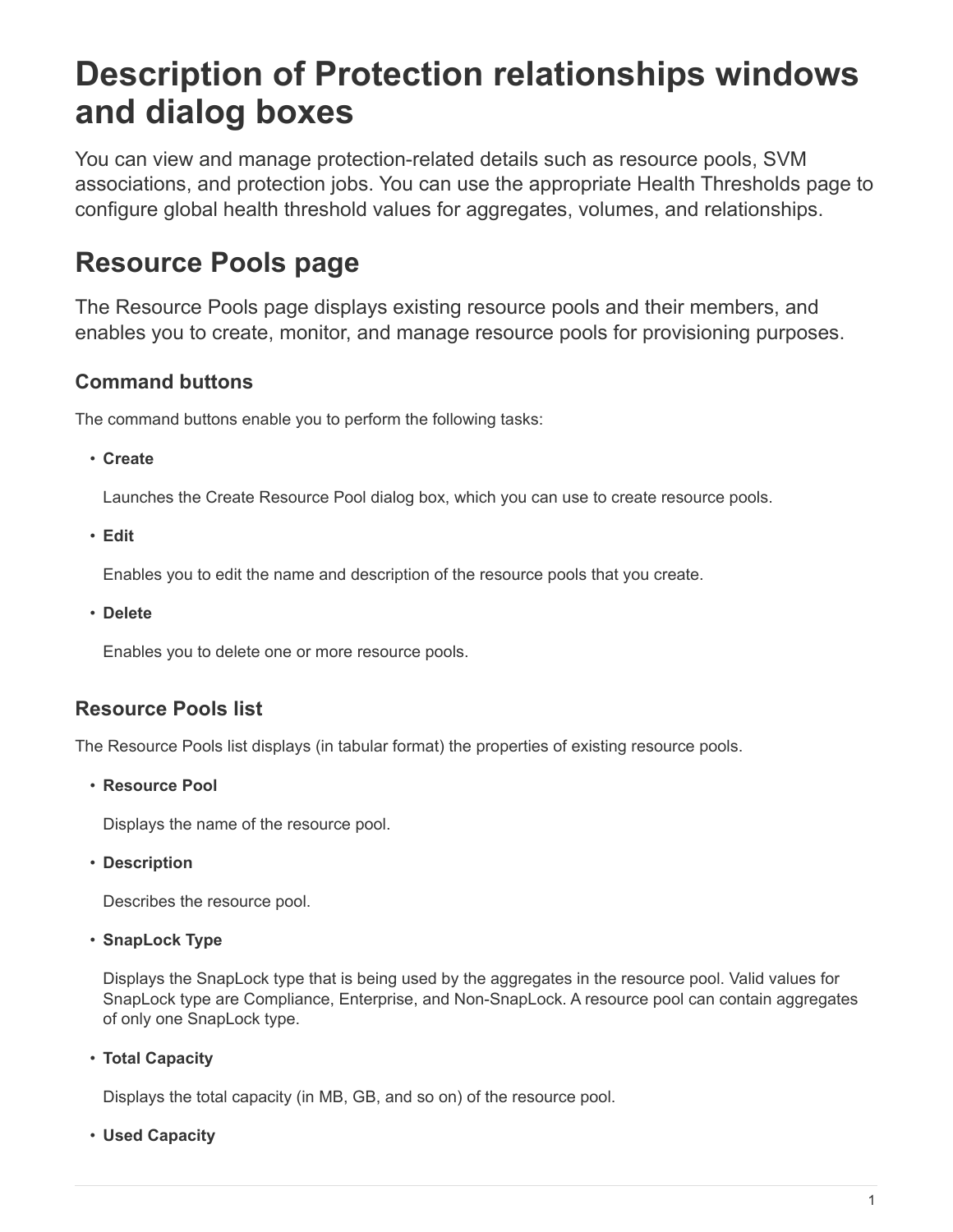# Description of Protection relationships windows and dialog boxes

You can view and manage protection-related details such as resource pools, SVM associations, and protection jobs. You can use the appropriate Health Thresholds page to configure global health threshold values for aggregates, volumes, and relationships.

## Resource Pools page

The Resource Pools page displays existing resource pools and their members, and enables you to create, monitor, and manage resource pools for provisioning purposes.

### Command buttons

The command buttons enable you to perform the following tasks:

- **Create**

  Launches the Create Resource Pool dialog box, which you can use to create resource pools.

- **Edit**

  Enables you to edit the name and description of the resource pools that you create.

- **Delete**

  Enables you to delete one or more resource pools.

### Resource Pools list

The Resource Pools list displays (in tabular format) the properties of existing resource pools.

- **Resource Pool**

  Displays the name of the resource pool.

- **Description**

  Describes the resource pool.

- **SnapLock Type**

  Displays the SnapLock type that is being used by the aggregates in the resource pool. Valid values for SnapLock type are Compliance, Enterprise, and Non-SnapLock. A resource pool can contain aggregates of only one SnapLock type.

- **Total Capacity**

  Displays the total capacity (in MB, GB, and so on) of the resource pool.

- **Used Capacity**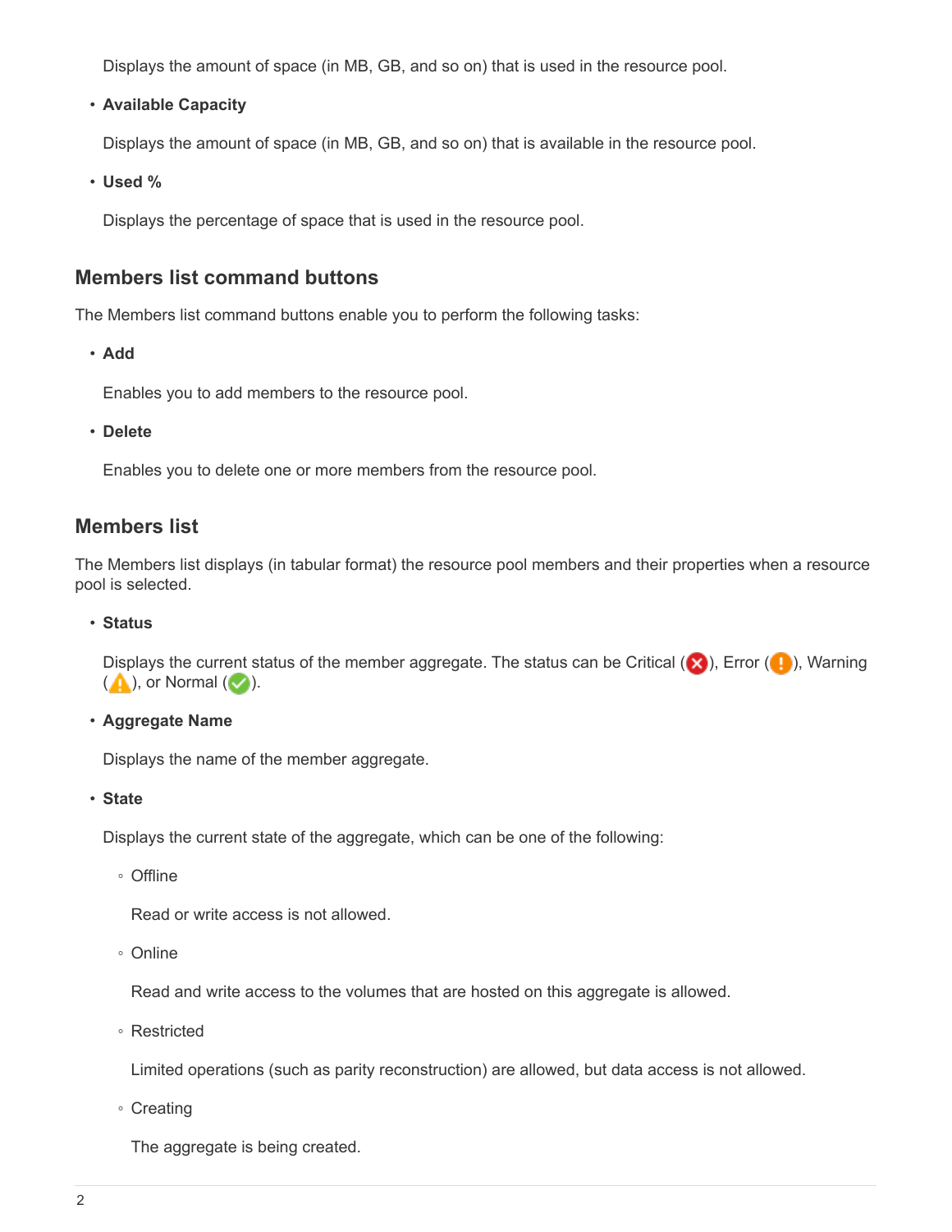Displays the amount of space (in MB, GB, and so on) that is used in the resource pool.

- **Available Capacity**

  Displays the amount of space (in MB, GB, and so on) that is available in the resource pool.

- **Used %**

  Displays the percentage of space that is used in the resource pool.

## Members list command buttons

The Members list command buttons enable you to perform the following tasks:

- **Add**

  Enables you to add members to the resource pool.

- **Delete**

  Enables you to delete one or more members from the resource pool.

## Members list

The Members list displays (in tabular format) the resource pool members and their properties when a resource pool is selected.

- **Status**

  Displays the current status of the member aggregate. The status can be Critical ( ), Error ( ), Warning ( ), or Normal ( ).

- **Aggregate Name**

  Displays the name of the member aggregate.

- **State**

  Displays the current state of the aggregate, which can be one of the following:

  - Offline

    Read or write access is not allowed.

  - Online

    Read and write access to the volumes that are hosted on this aggregate is allowed.

  - Restricted

    Limited operations (such as parity reconstruction) are allowed, but data access is not allowed.

  - Creating

    The aggregate is being created.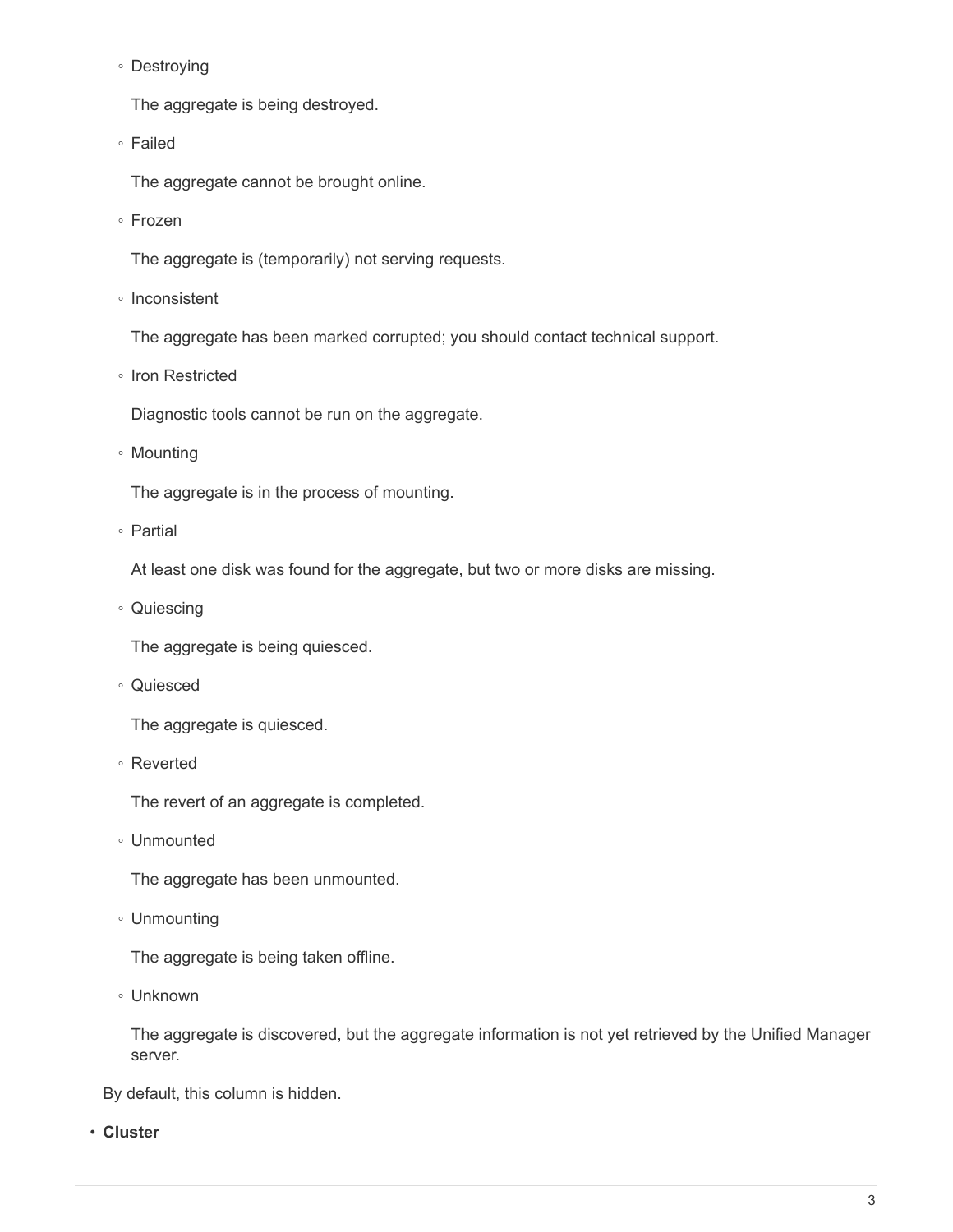- Destroying

  The aggregate is being destroyed.

- Failed

  The aggregate cannot be brought online.

- Frozen

  The aggregate is (temporarily) not serving requests.

- Inconsistent

  The aggregate has been marked corrupted; you should contact technical support.

- Iron Restricted

  Diagnostic tools cannot be run on the aggregate.

- Mounting

  The aggregate is in the process of mounting.

- Partial

  At least one disk was found for the aggregate, but two or more disks are missing.

- Quiescing

  The aggregate is being quiesced.

- Quiesced

  The aggregate is quiesced.

- Reverted

  The revert of an aggregate is completed.

- Unmounted

  The aggregate has been unmounted.

- Unmounting

  The aggregate is being taken offline.

- Unknown

  The aggregate is discovered, but the aggregate information is not yet retrieved by the Unified Manager server.

By default, this column is hidden.

- **Cluster**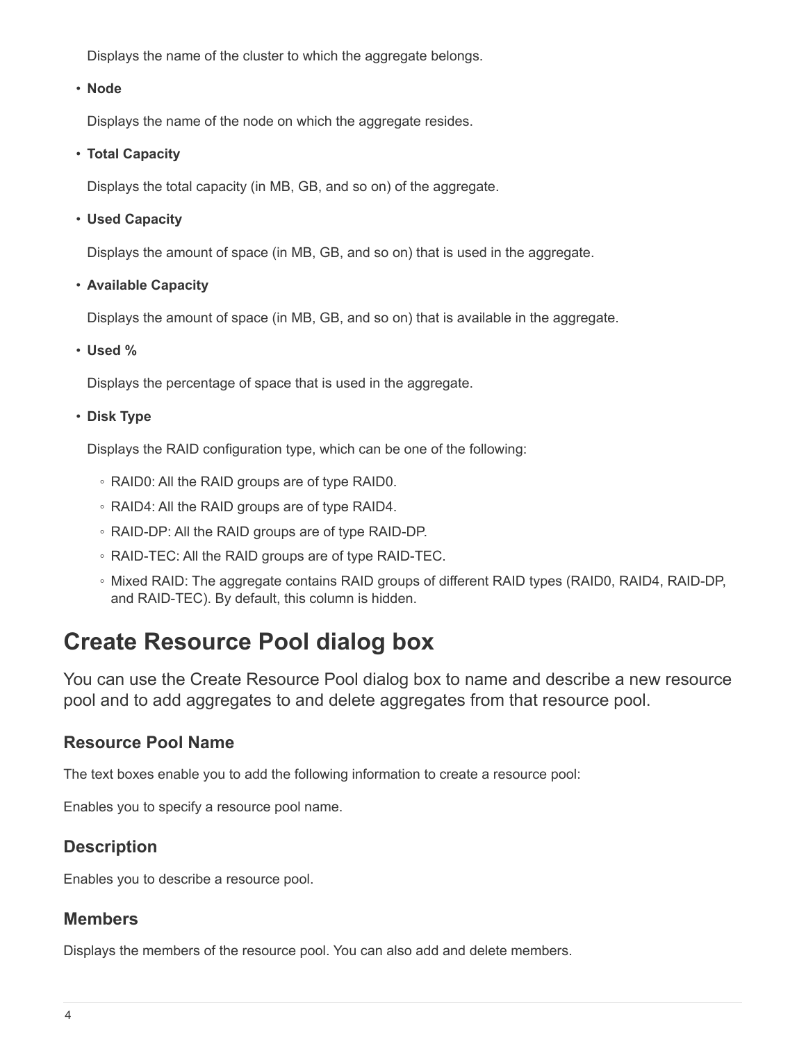Displays the name of the cluster to which the aggregate belongs.

- **Node**

  Displays the name of the node on which the aggregate resides.

- **Total Capacity**

  Displays the total capacity (in MB, GB, and so on) of the aggregate.

- **Used Capacity**

  Displays the amount of space (in MB, GB, and so on) that is used in the aggregate.

- **Available Capacity**

  Displays the amount of space (in MB, GB, and so on) that is available in the aggregate.

- **Used %**

  Displays the percentage of space that is used in the aggregate.

- **Disk Type**

  Displays the RAID configuration type, which can be one of the following:

  - RAID0: All the RAID groups are of type RAID0.
  - RAID4: All the RAID groups are of type RAID4.
  - RAID-DP: All the RAID groups are of type RAID-DP.
  - RAID-TEC: All the RAID groups are of type RAID-TEC.
  - Mixed RAID: The aggregate contains RAID groups of different RAID types (RAID0, RAID4, RAID-DP, and RAID-TEC). By default, this column is hidden.

# Create Resource Pool dialog box

You can use the Create Resource Pool dialog box to name and describe a new resource pool and to add aggregates to and delete aggregates from that resource pool.

## Resource Pool Name

The text boxes enable you to add the following information to create a resource pool:

Enables you to specify a resource pool name.

## Description

Enables you to describe a resource pool.

## Members

Displays the members of the resource pool. You can also add and delete members.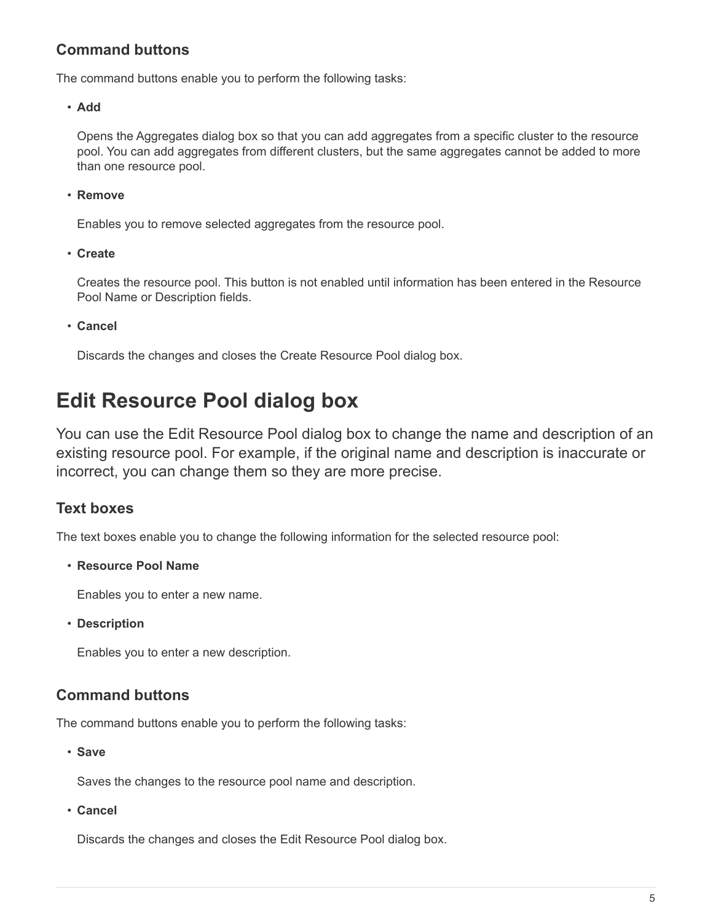### Command buttons

The command buttons enable you to perform the following tasks:

- **Add**

  Opens the Aggregates dialog box so that you can add aggregates from a specific cluster to the resource pool. You can add aggregates from different clusters, but the same aggregates cannot be added to more than one resource pool.

- **Remove**

  Enables you to remove selected aggregates from the resource pool.

- **Create**

  Creates the resource pool. This button is not enabled until information has been entered in the Resource Pool Name or Description fields.

- **Cancel**

  Discards the changes and closes the Create Resource Pool dialog box.

# Edit Resource Pool dialog box

You can use the Edit Resource Pool dialog box to change the name and description of an existing resource pool. For example, if the original name and description is inaccurate or incorrect, you can change them so they are more precise.

### Text boxes

The text boxes enable you to change the following information for the selected resource pool:

- **Resource Pool Name**

  Enables you to enter a new name.

- **Description**

  Enables you to enter a new description.

### Command buttons

The command buttons enable you to perform the following tasks:

- **Save**

  Saves the changes to the resource pool name and description.

- **Cancel**

  Discards the changes and closes the Edit Resource Pool dialog box.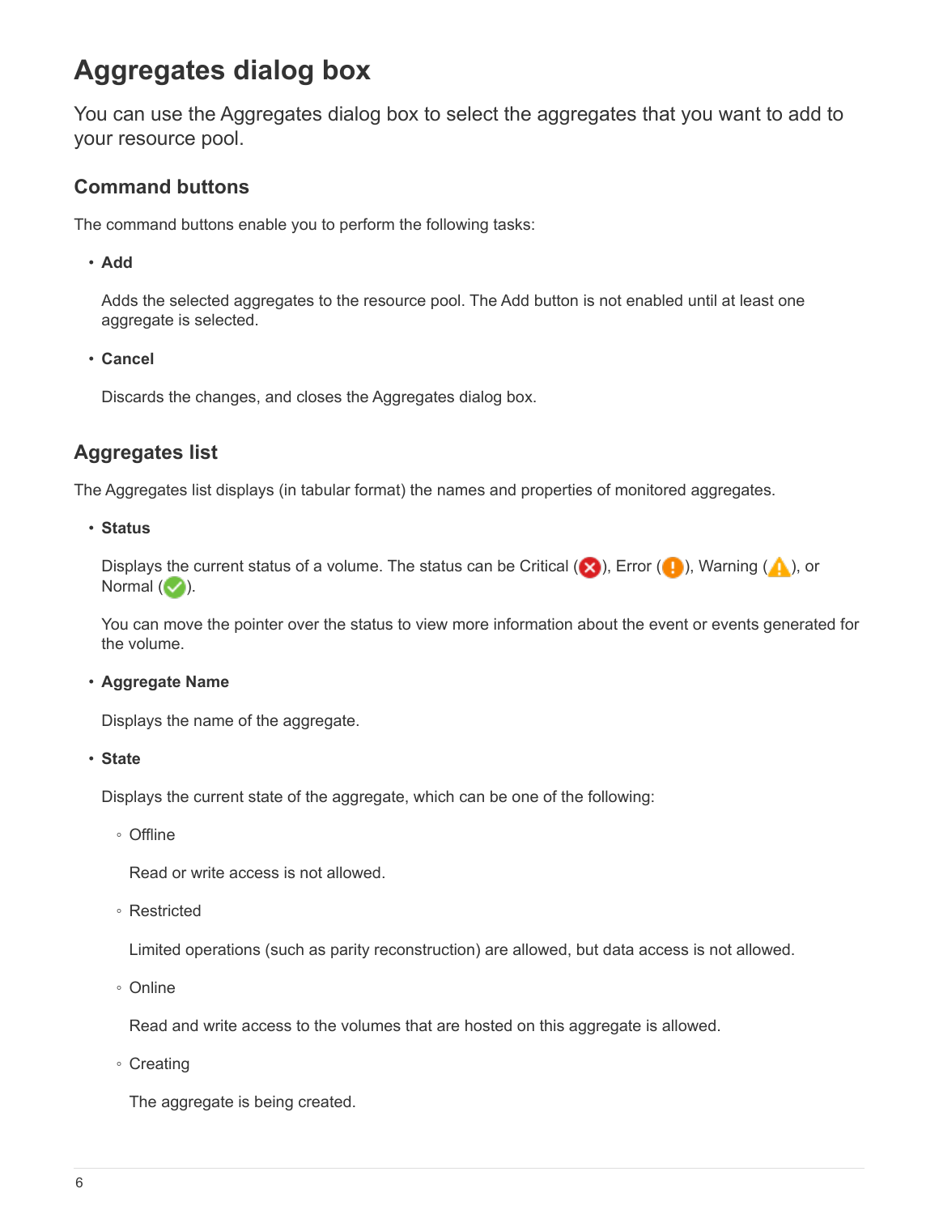# Aggregates dialog box

You can use the Aggregates dialog box to select the aggregates that you want to add to your resource pool.

## Command buttons

The command buttons enable you to perform the following tasks:

- **Add**

  Adds the selected aggregates to the resource pool. The Add button is not enabled until at least one aggregate is selected.

- **Cancel**

  Discards the changes, and closes the Aggregates dialog box.

## Aggregates list

The Aggregates list displays (in tabular format) the names and properties of monitored aggregates.

- **Status**

  Displays the current status of a volume. The status can be Critical (), Error (), Warning (), or Normal ().

  You can move the pointer over the status to view more information about the event or events generated for the volume.

- **Aggregate Name**

  Displays the name of the aggregate.

- **State**

  Displays the current state of the aggregate, which can be one of the following:

  - Offline

    Read or write access is not allowed.

  - Restricted

    Limited operations (such as parity reconstruction) are allowed, but data access is not allowed.

  - Online

    Read and write access to the volumes that are hosted on this aggregate is allowed.

  - Creating

    The aggregate is being created.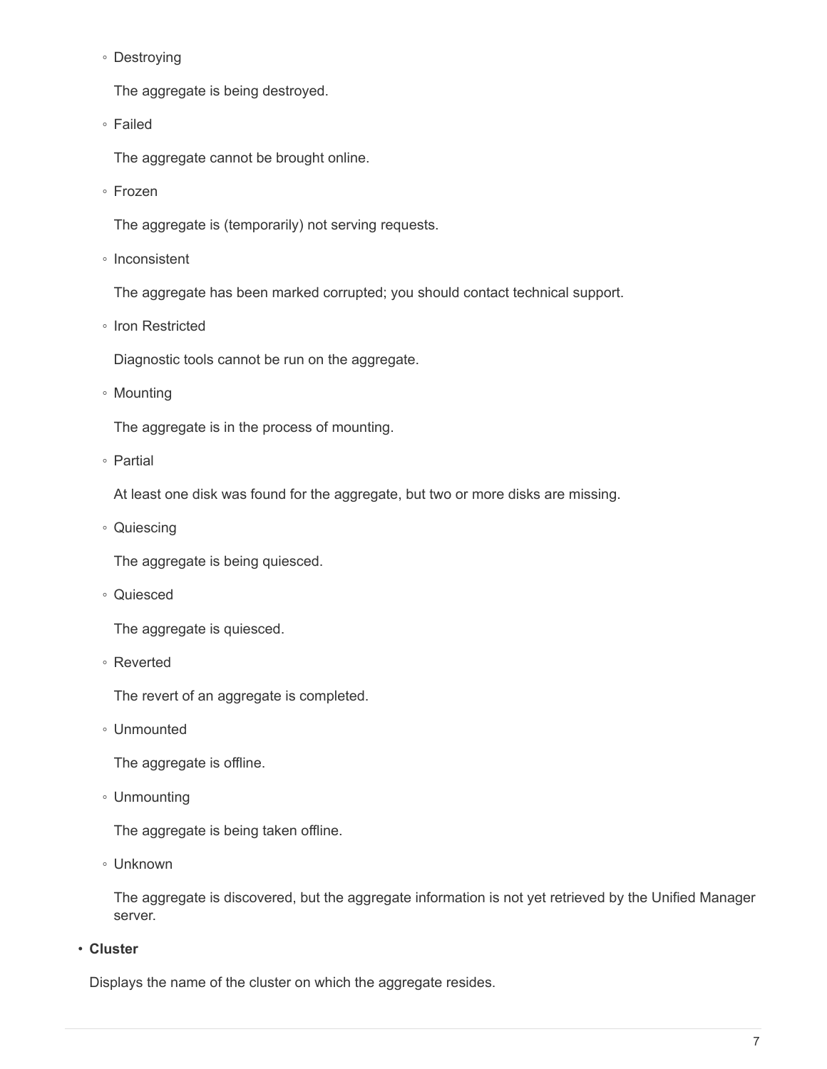- Destroying

  The aggregate is being destroyed.

- Failed

  The aggregate cannot be brought online.

- Frozen

  The aggregate is (temporarily) not serving requests.

- Inconsistent

  The aggregate has been marked corrupted; you should contact technical support.

- Iron Restricted

  Diagnostic tools cannot be run on the aggregate.

- Mounting

  The aggregate is in the process of mounting.

- Partial

  At least one disk was found for the aggregate, but two or more disks are missing.

- Quiescing

  The aggregate is being quiesced.

- Quiesced

  The aggregate is quiesced.

- Reverted

  The revert of an aggregate is completed.

- Unmounted

  The aggregate is offline.

- Unmounting

  The aggregate is being taken offline.

- Unknown

  The aggregate is discovered, but the aggregate information is not yet retrieved by the Unified Manager server.

- **Cluster**

  Displays the name of the cluster on which the aggregate resides.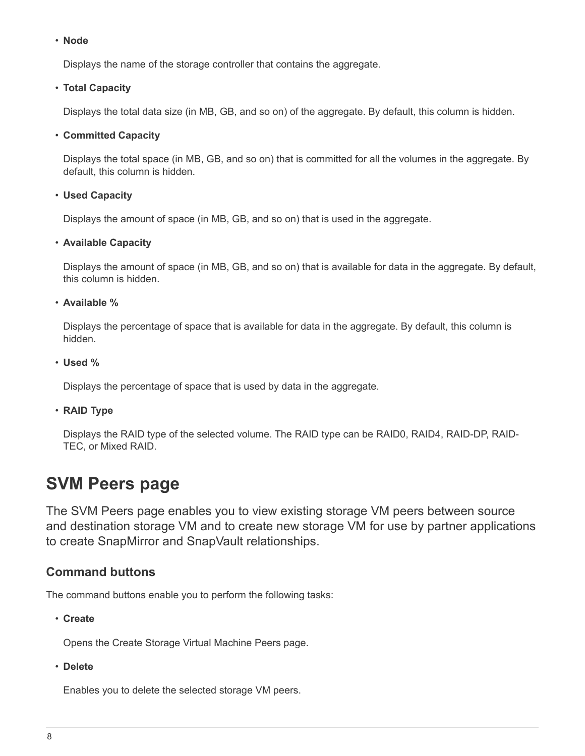- **Node**

  Displays the name of the storage controller that contains the aggregate.

- **Total Capacity**

  Displays the total data size (in MB, GB, and so on) of the aggregate. By default, this column is hidden.

- **Committed Capacity**

  Displays the total space (in MB, GB, and so on) that is committed for all the volumes in the aggregate. By default, this column is hidden.

- **Used Capacity**

  Displays the amount of space (in MB, GB, and so on) that is used in the aggregate.

- **Available Capacity**

  Displays the amount of space (in MB, GB, and so on) that is available for data in the aggregate. By default, this column is hidden.

- **Available %**

  Displays the percentage of space that is available for data in the aggregate. By default, this column is hidden.

- **Used %**

  Displays the percentage of space that is used by data in the aggregate.

- **RAID Type**

  Displays the RAID type of the selected volume. The RAID type can be RAID0, RAID4, RAID-DP, RAID-TEC, or Mixed RAID.

# SVM Peers page

The SVM Peers page enables you to view existing storage VM peers between source and destination storage VM and to create new storage VM for use by partner applications to create SnapMirror and SnapVault relationships.

## Command buttons

The command buttons enable you to perform the following tasks:

- **Create**

  Opens the Create Storage Virtual Machine Peers page.

- **Delete**

  Enables you to delete the selected storage VM peers.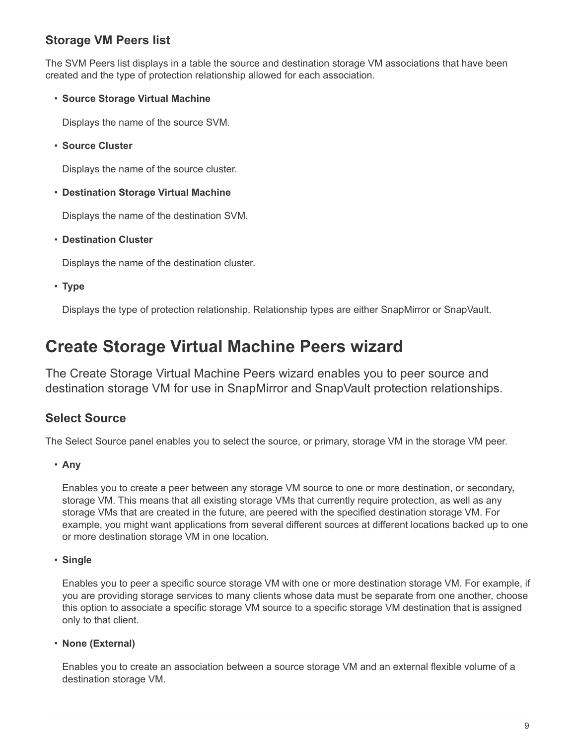### Storage VM Peers list

The SVM Peers list displays in a table the source and destination storage VM associations that have been created and the type of protection relationship allowed for each association.

- **Source Storage Virtual Machine**

  Displays the name of the source SVM.

- **Source Cluster**

  Displays the name of the source cluster.

- **Destination Storage Virtual Machine**

  Displays the name of the destination SVM.

- **Destination Cluster**

  Displays the name of the destination cluster.

- **Type**

  Displays the type of protection relationship. Relationship types are either SnapMirror or SnapVault.

## Create Storage Virtual Machine Peers wizard

The Create Storage Virtual Machine Peers wizard enables you to peer source and destination storage VM for use in SnapMirror and SnapVault protection relationships.

### Select Source

The Select Source panel enables you to select the source, or primary, storage VM in the storage VM peer.

- **Any**

  Enables you to create a peer between any storage VM source to one or more destination, or secondary, storage VM. This means that all existing storage VMs that currently require protection, as well as any storage VMs that are created in the future, are peered with the specified destination storage VM. For example, you might want applications from several different sources at different locations backed up to one or more destination storage VM in one location.

- **Single**

  Enables you to peer a specific source storage VM with one or more destination storage VM. For example, if you are providing storage services to many clients whose data must be separate from one another, choose this option to associate a specific storage VM source to a specific storage VM destination that is assigned only to that client.

- **None (External)**

  Enables you to create an association between a source storage VM and an external flexible volume of a destination storage VM.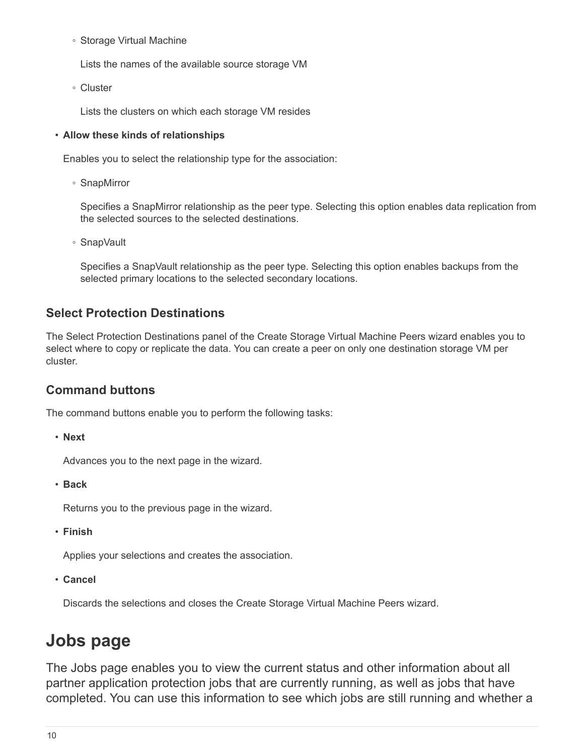- Storage Virtual Machine

  Lists the names of the available source storage VM

- Cluster

  Lists the clusters on which each storage VM resides

- **Allow these kinds of relationships**

  Enables you to select the relationship type for the association:

  - SnapMirror

    Specifies a SnapMirror relationship as the peer type. Selecting this option enables data replication from the selected sources to the selected destinations.

  - SnapVault

    Specifies a SnapVault relationship as the peer type. Selecting this option enables backups from the selected primary locations to the selected secondary locations.

### Select Protection Destinations

The Select Protection Destinations panel of the Create Storage Virtual Machine Peers wizard enables you to select where to copy or replicate the data. You can create a peer on only one destination storage VM per cluster.

### Command buttons

The command buttons enable you to perform the following tasks:

- **Next**

  Advances you to the next page in the wizard.

- **Back**

  Returns you to the previous page in the wizard.

- **Finish**

  Applies your selections and creates the association.

- **Cancel**

  Discards the selections and closes the Create Storage Virtual Machine Peers wizard.

# Jobs page

The Jobs page enables you to view the current status and other information about all partner application protection jobs that are currently running, as well as jobs that have completed. You can use this information to see which jobs are still running and whether a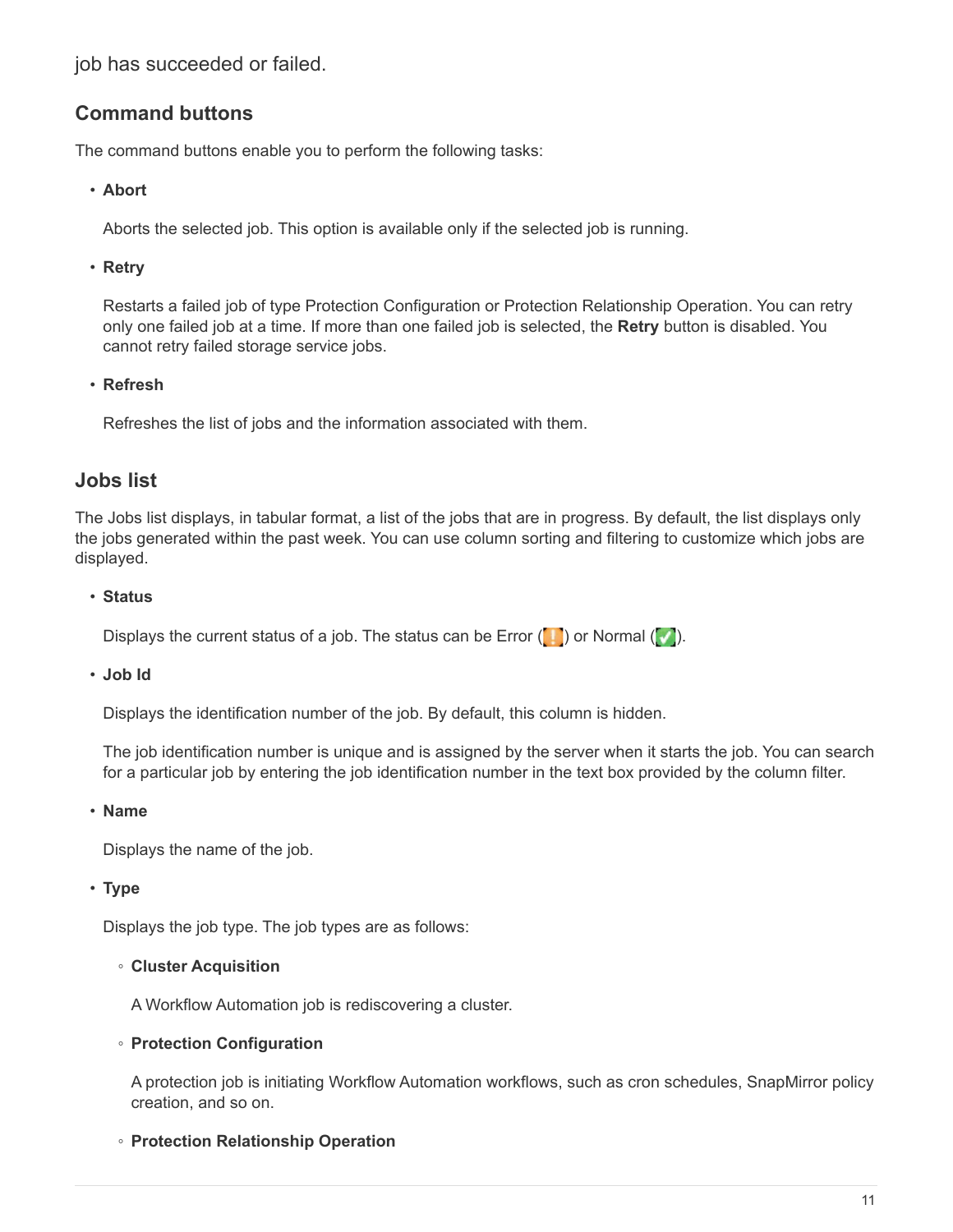job has succeeded or failed.

## Command buttons

The command buttons enable you to perform the following tasks:

- **Abort**

  Aborts the selected job. This option is available only if the selected job is running.

- **Retry**

  Restarts a failed job of type Protection Configuration or Protection Relationship Operation. You can retry only one failed job at a time. If more than one failed job is selected, the **Retry** button is disabled. You cannot retry failed storage service jobs.

- **Refresh**

  Refreshes the list of jobs and the information associated with them.

## Jobs list

The Jobs list displays, in tabular format, a list of the jobs that are in progress. By default, the list displays only the jobs generated within the past week. You can use column sorting and filtering to customize which jobs are displayed.

- **Status**

  Displays the current status of a job. The status can be Error (!) or Normal (✅).

- **Job Id**

  Displays the identification number of the job. By default, this column is hidden.

  The job identification number is unique and is assigned by the server when it starts the job. You can search for a particular job by entering the job identification number in the text box provided by the column filter.

- **Name**

  Displays the name of the job.

- **Type**

  Displays the job type. The job types are as follows:

  - **Cluster Acquisition**

    A Workflow Automation job is rediscovering a cluster.

  - **Protection Configuration**

    A protection job is initiating Workflow Automation workflows, such as cron schedules, SnapMirror policy creation, and so on.

  - **Protection Relationship Operation**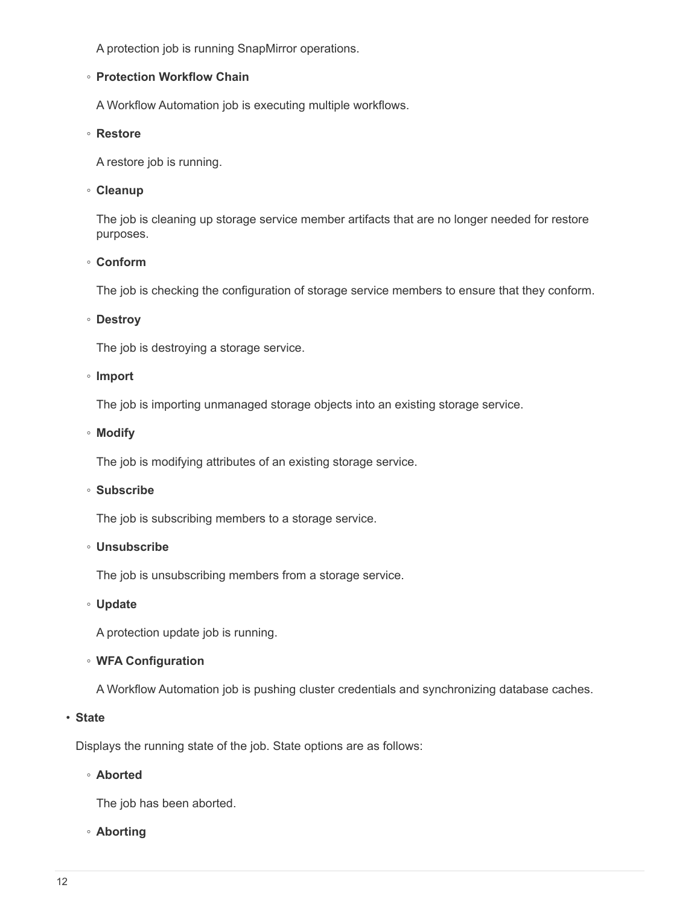A protection job is running SnapMirror operations.

  - **Protection Workflow Chain**

    A Workflow Automation job is executing multiple workflows.

  - **Restore**

    A restore job is running.

  - **Cleanup**

    The job is cleaning up storage service member artifacts that are no longer needed for restore purposes.

  - **Conform**

    The job is checking the configuration of storage service members to ensure that they conform.

  - **Destroy**

    The job is destroying a storage service.

  - **Import**

    The job is importing unmanaged storage objects into an existing storage service.

  - **Modify**

    The job is modifying attributes of an existing storage service.

  - **Subscribe**

    The job is subscribing members to a storage service.

  - **Unsubscribe**

    The job is unsubscribing members from a storage service.

  - **Update**

    A protection update job is running.

  - **WFA Configuration**

    A Workflow Automation job is pushing cluster credentials and synchronizing database caches.

- **State**

  Displays the running state of the job. State options are as follows:

  - **Aborted**

    The job has been aborted.

  - **Aborting**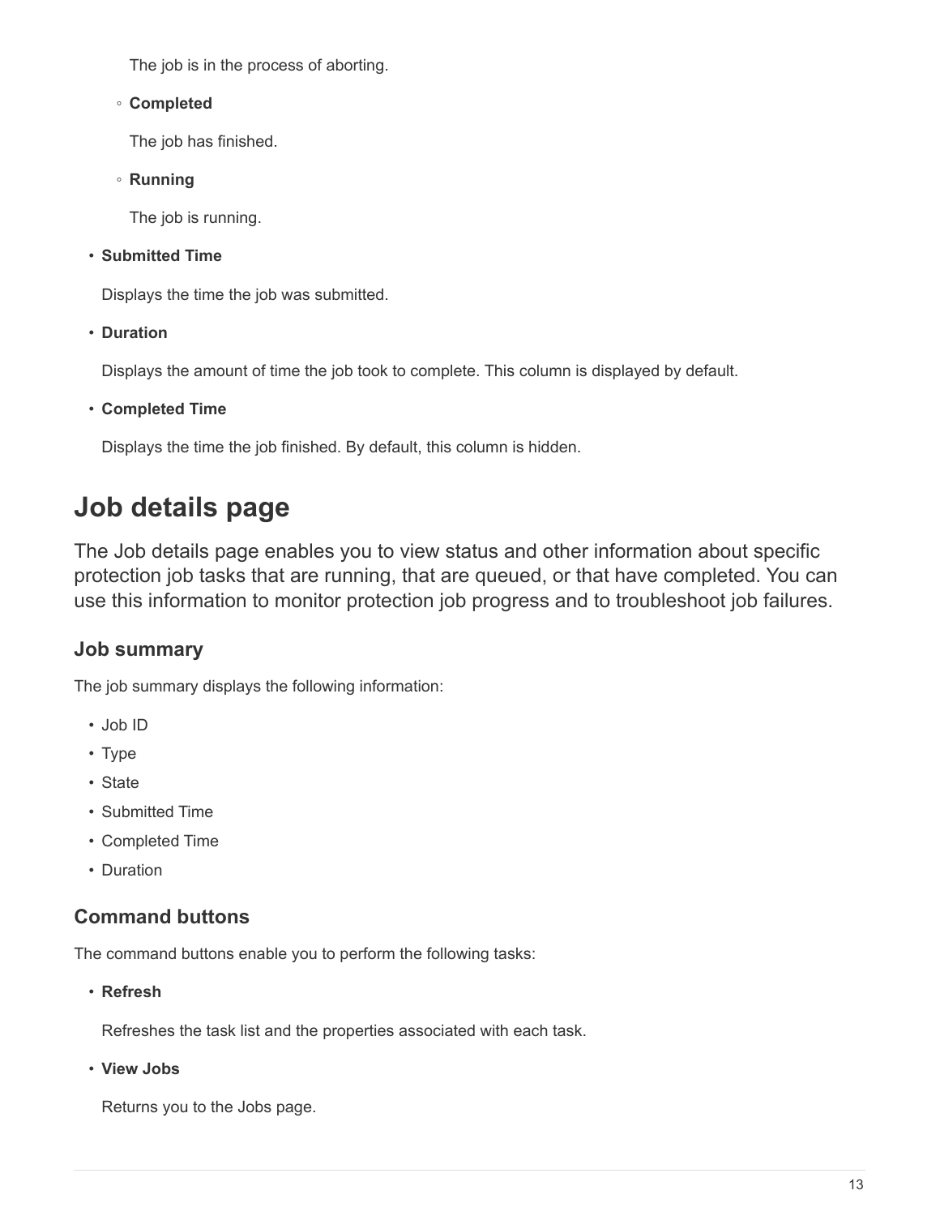The job is in the process of aborting.

- **Completed**

  The job has finished.

- **Running**

  The job is running.

- **Submitted Time**

  Displays the time the job was submitted.

- **Duration**

  Displays the amount of time the job took to complete. This column is displayed by default.

- **Completed Time**

  Displays the time the job finished. By default, this column is hidden.

# Job details page

The Job details page enables you to view status and other information about specific protection job tasks that are running, that are queued, or that have completed. You can use this information to monitor protection job progress and to troubleshoot job failures.

## Job summary

The job summary displays the following information:

- Job ID
- Type
- State
- Submitted Time
- Completed Time
- Duration

## Command buttons

The command buttons enable you to perform the following tasks:

- **Refresh**

  Refreshes the task list and the properties associated with each task.

- **View Jobs**

  Returns you to the Jobs page.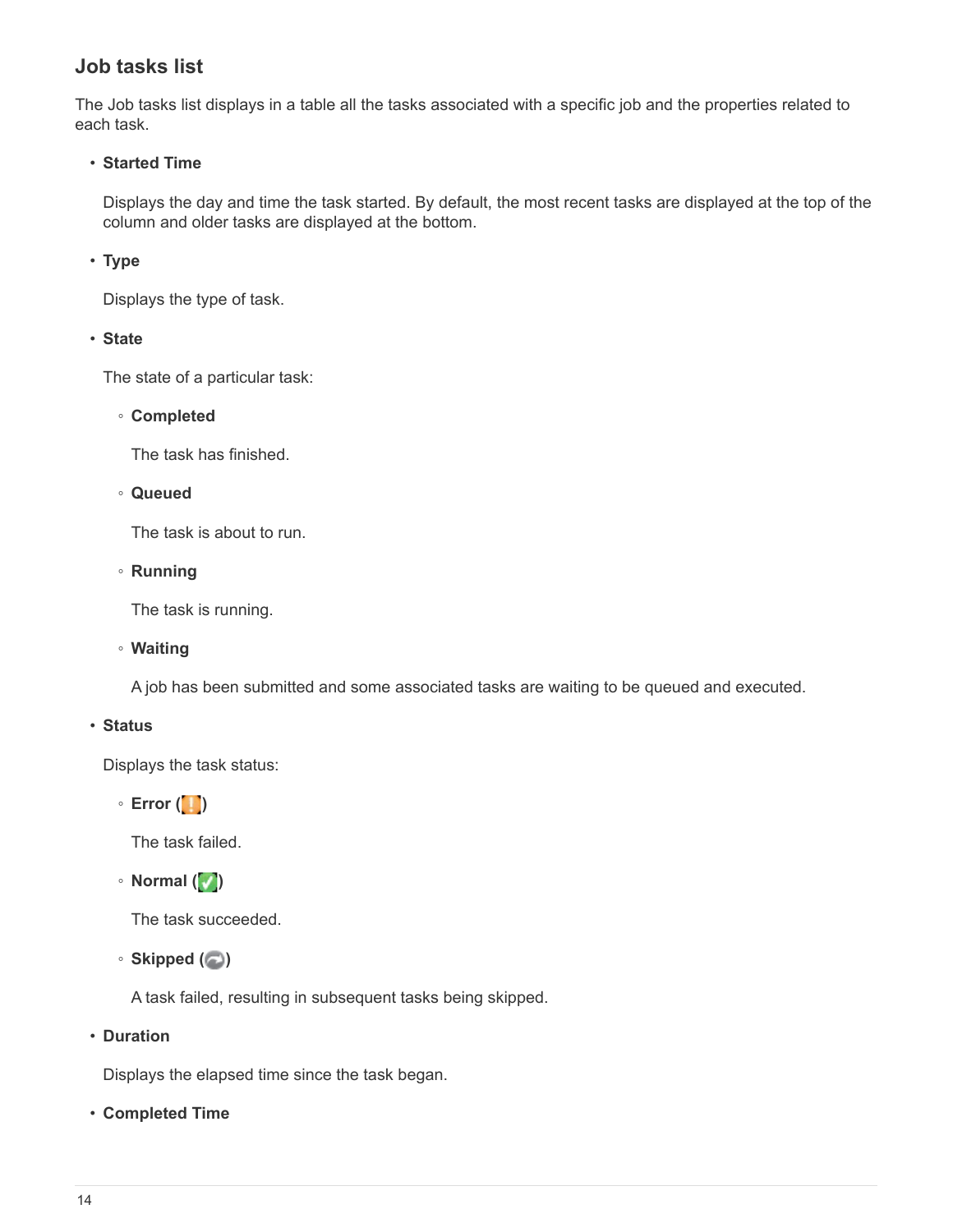## Job tasks list

The Job tasks list displays in a table all the tasks associated with a specific job and the properties related to each task.

- **Started Time**

  Displays the day and time the task started. By default, the most recent tasks are displayed at the top of the column and older tasks are displayed at the bottom.

- **Type**

  Displays the type of task.

- **State**

  The state of a particular task:

  - **Completed**

    The task has finished.

  - **Queued**

    The task is about to run.

  - **Running**

    The task is running.

  - **Waiting**

    A job has been submitted and some associated tasks are waiting to be queued and executed.

- **Status**

  Displays the task status:

  - **Error ()**

    The task failed.

  - **Normal ()**

    The task succeeded.

  - **Skipped ()**

    A task failed, resulting in subsequent tasks being skipped.

- **Duration**

  Displays the elapsed time since the task began.

- **Completed Time**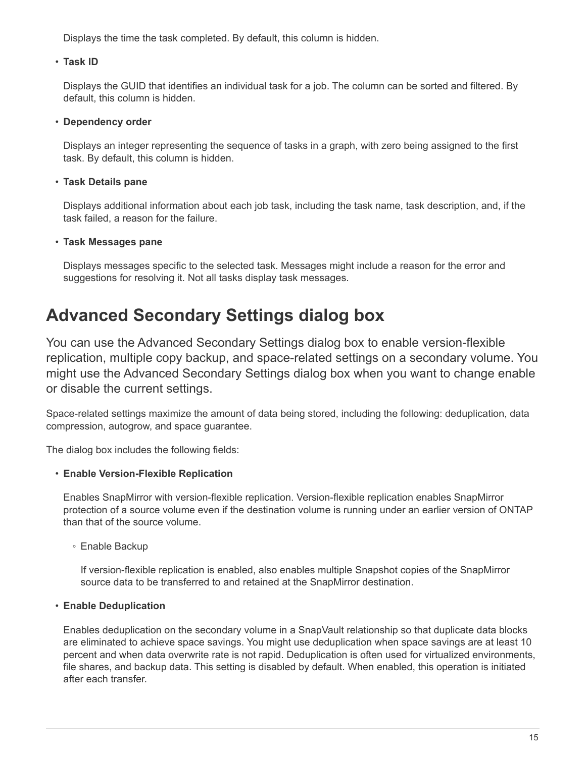Displays the time the task completed. By default, this column is hidden.

- **Task ID**

  Displays the GUID that identifies an individual task for a job. The column can be sorted and filtered. By default, this column is hidden.

- **Dependency order**

  Displays an integer representing the sequence of tasks in a graph, with zero being assigned to the first task. By default, this column is hidden.

- **Task Details pane**

  Displays additional information about each job task, including the task name, task description, and, if the task failed, a reason for the failure.

- **Task Messages pane**

  Displays messages specific to the selected task. Messages might include a reason for the error and suggestions for resolving it. Not all tasks display task messages.

# Advanced Secondary Settings dialog box

You can use the Advanced Secondary Settings dialog box to enable version-flexible replication, multiple copy backup, and space-related settings on a secondary volume. You might use the Advanced Secondary Settings dialog box when you want to change enable or disable the current settings.

Space-related settings maximize the amount of data being stored, including the following: deduplication, data compression, autogrow, and space guarantee.

The dialog box includes the following fields:

- **Enable Version-Flexible Replication**

  Enables SnapMirror with version-flexible replication. Version-flexible replication enables SnapMirror protection of a source volume even if the destination volume is running under an earlier version of ONTAP than that of the source volume.

  - Enable Backup

    If version-flexible replication is enabled, also enables multiple Snapshot copies of the SnapMirror source data to be transferred to and retained at the SnapMirror destination.

- **Enable Deduplication**

  Enables deduplication on the secondary volume in a SnapVault relationship so that duplicate data blocks are eliminated to achieve space savings. You might use deduplication when space savings are at least 10 percent and when data overwrite rate is not rapid. Deduplication is often used for virtualized environments, file shares, and backup data. This setting is disabled by default. When enabled, this operation is initiated after each transfer.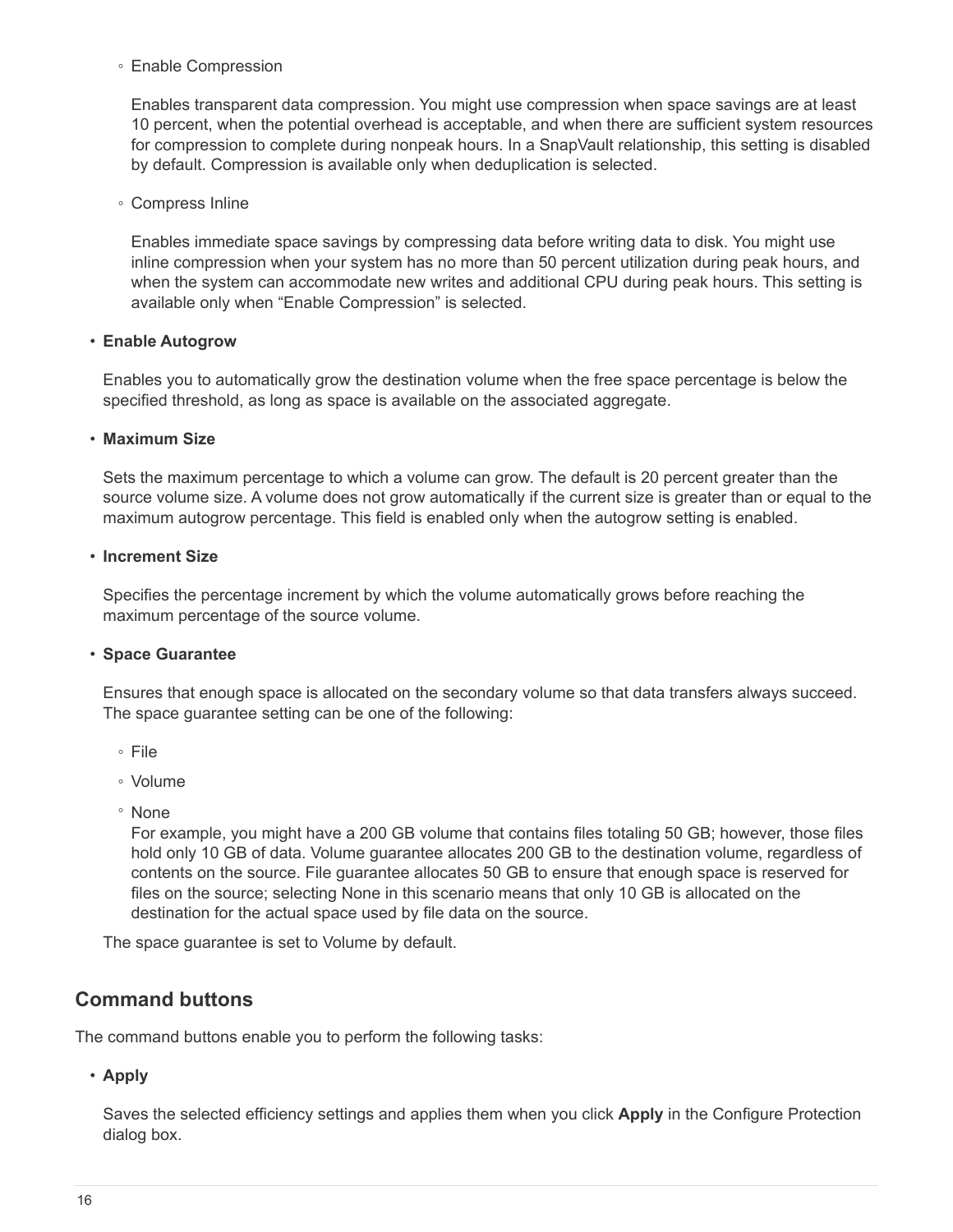- Enable Compression

  Enables transparent data compression. You might use compression when space savings are at least 10 percent, when the potential overhead is acceptable, and when there are sufficient system resources for compression to complete during nonpeak hours. In a SnapVault relationship, this setting is disabled by default. Compression is available only when deduplication is selected.

- Compress Inline

  Enables immediate space savings by compressing data before writing data to disk. You might use inline compression when your system has no more than 50 percent utilization during peak hours, and when the system can accommodate new writes and additional CPU during peak hours. This setting is available only when "Enable Compression" is selected.

- **Enable Autogrow**

  Enables you to automatically grow the destination volume when the free space percentage is below the specified threshold, as long as space is available on the associated aggregate.

- **Maximum Size**

  Sets the maximum percentage to which a volume can grow. The default is 20 percent greater than the source volume size. A volume does not grow automatically if the current size is greater than or equal to the maximum autogrow percentage. This field is enabled only when the autogrow setting is enabled.

- **Increment Size**

  Specifies the percentage increment by which the volume automatically grows before reaching the maximum percentage of the source volume.

- **Space Guarantee**

  Ensures that enough space is allocated on the secondary volume so that data transfers always succeed. The space guarantee setting can be one of the following:

  - File
  - Volume
  - None
    For example, you might have a 200 GB volume that contains files totaling 50 GB; however, those files hold only 10 GB of data. Volume guarantee allocates 200 GB to the destination volume, regardless of contents on the source. File guarantee allocates 50 GB to ensure that enough space is reserved for files on the source; selecting None in this scenario means that only 10 GB is allocated on the destination for the actual space used by file data on the source.

  The space guarantee is set to Volume by default.

## Command buttons

The command buttons enable you to perform the following tasks:

- **Apply**

  Saves the selected efficiency settings and applies them when you click **Apply** in the Configure Protection dialog box.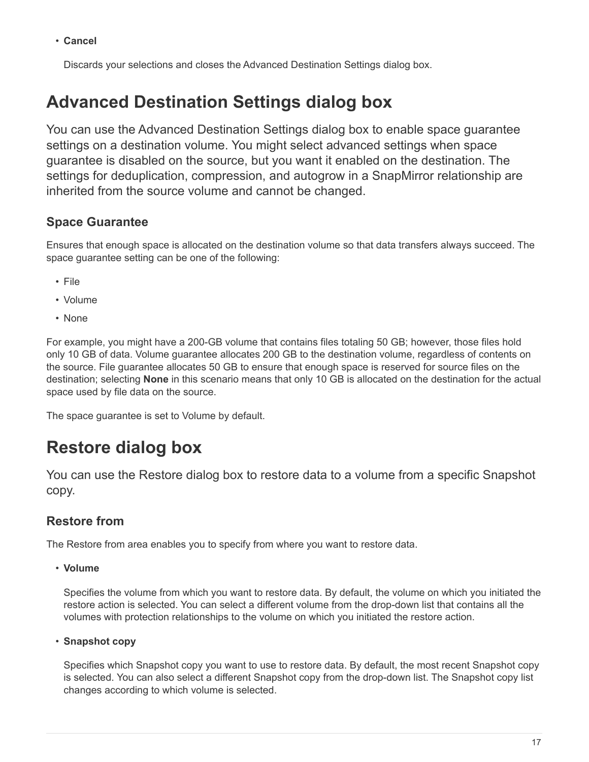- **Cancel**

  Discards your selections and closes the Advanced Destination Settings dialog box.

# Advanced Destination Settings dialog box

You can use the Advanced Destination Settings dialog box to enable space guarantee settings on a destination volume. You might select advanced settings when space guarantee is disabled on the source, but you want it enabled on the destination. The settings for deduplication, compression, and autogrow in a SnapMirror relationship are inherited from the source volume and cannot be changed.

## Space Guarantee

Ensures that enough space is allocated on the destination volume so that data transfers always succeed. The space guarantee setting can be one of the following:

- File
- Volume
- None

For example, you might have a 200-GB volume that contains files totaling 50 GB; however, those files hold only 10 GB of data. Volume guarantee allocates 200 GB to the destination volume, regardless of contents on the source. File guarantee allocates 50 GB to ensure that enough space is reserved for source files on the destination; selecting **None** in this scenario means that only 10 GB is allocated on the destination for the actual space used by file data on the source.

The space guarantee is set to Volume by default.

# Restore dialog box

You can use the Restore dialog box to restore data to a volume from a specific Snapshot copy.

## Restore from

The Restore from area enables you to specify from where you want to restore data.

- **Volume**

  Specifies the volume from which you want to restore data. By default, the volume on which you initiated the restore action is selected. You can select a different volume from the drop-down list that contains all the volumes with protection relationships to the volume on which you initiated the restore action.

- **Snapshot copy**

  Specifies which Snapshot copy you want to use to restore data. By default, the most recent Snapshot copy is selected. You can also select a different Snapshot copy from the drop-down list. The Snapshot copy list changes according to which volume is selected.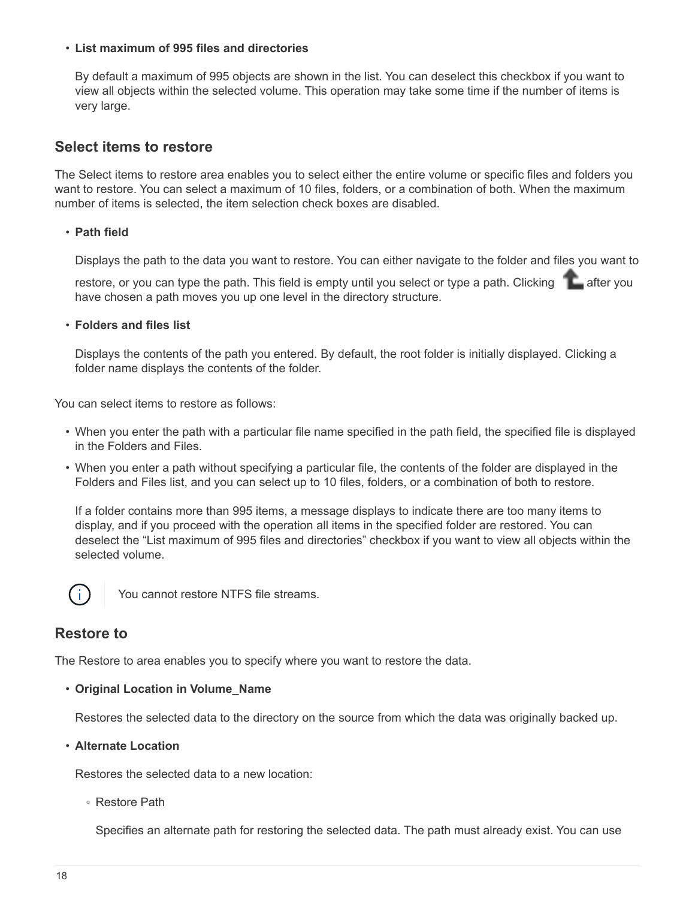- **List maximum of 995 files and directories**

  By default a maximum of 995 objects are shown in the list. You can deselect this checkbox if you want to view all objects within the selected volume. This operation may take some time if the number of items is very large.

## Select items to restore

The Select items to restore area enables you to select either the entire volume or specific files and folders you want to restore. You can select a maximum of 10 files, folders, or a combination of both. When the maximum number of items is selected, the item selection check boxes are disabled.

- **Path field**

  Displays the path to the data you want to restore. You can either navigate to the folder and files you want to restore, or you can type the path. This field is empty until you select or type a path. Clicking after you have chosen a path moves you up one level in the directory structure.

- **Folders and files list**

  Displays the contents of the path you entered. By default, the root folder is initially displayed. Clicking a folder name displays the contents of the folder.

You can select items to restore as follows:

- When you enter the path with a particular file name specified in the path field, the specified file is displayed in the Folders and Files.
- When you enter a path without specifying a particular file, the contents of the folder are displayed in the Folders and Files list, and you can select up to 10 files, folders, or a combination of both to restore.

  If a folder contains more than 995 items, a message displays to indicate there are too many items to display, and if you proceed with the operation all items in the specified folder are restored. You can deselect the "List maximum of 995 files and directories" checkbox if you want to view all objects within the selected volume.

> You cannot restore NTFS file streams.

## Restore to

The Restore to area enables you to specify where you want to restore the data.

- **Original Location in Volume_Name**

  Restores the selected data to the directory on the source from which the data was originally backed up.

- **Alternate Location**

  Restores the selected data to a new location:

  - Restore Path

    Specifies an alternate path for restoring the selected data. The path must already exist. You can use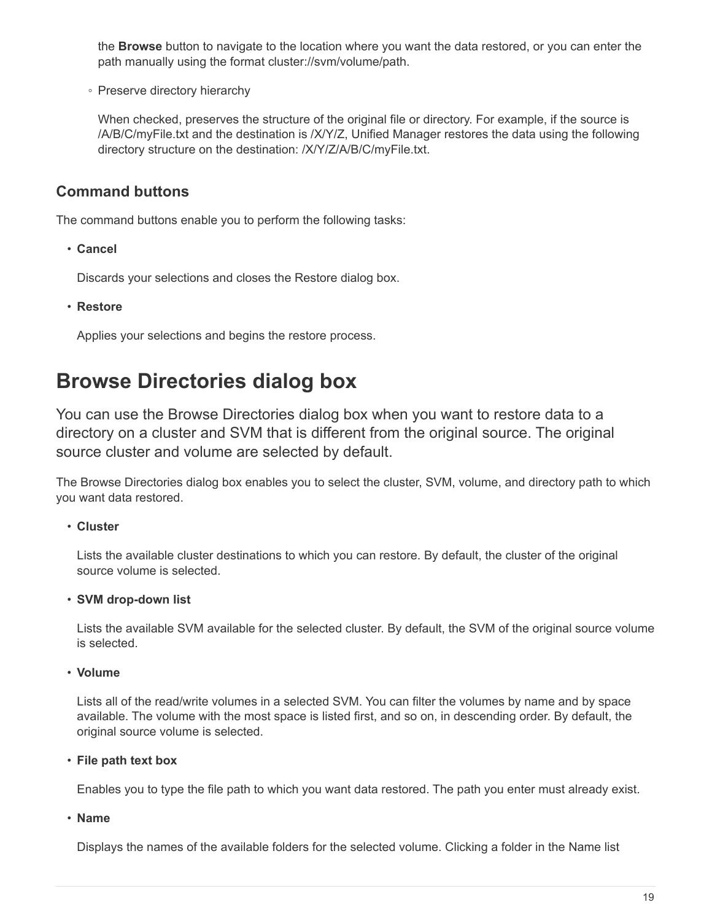the **Browse** button to navigate to the location where you want the data restored, or you can enter the path manually using the format cluster://svm/volume/path.

  - Preserve directory hierarchy

    When checked, preserves the structure of the original file or directory. For example, if the source is /A/B/C/myFile.txt and the destination is /X/Y/Z, Unified Manager restores the data using the following directory structure on the destination: /X/Y/Z/A/B/C/myFile.txt.

### Command buttons

The command buttons enable you to perform the following tasks:

- **Cancel**

  Discards your selections and closes the Restore dialog box.

- **Restore**

  Applies your selections and begins the restore process.

# Browse Directories dialog box

You can use the Browse Directories dialog box when you want to restore data to a directory on a cluster and SVM that is different from the original source. The original source cluster and volume are selected by default.

The Browse Directories dialog box enables you to select the cluster, SVM, volume, and directory path to which you want data restored.

- **Cluster**

  Lists the available cluster destinations to which you can restore. By default, the cluster of the original source volume is selected.

- **SVM drop-down list**

  Lists the available SVM available for the selected cluster. By default, the SVM of the original source volume is selected.

- **Volume**

  Lists all of the read/write volumes in a selected SVM. You can filter the volumes by name and by space available. The volume with the most space is listed first, and so on, in descending order. By default, the original source volume is selected.

- **File path text box**

  Enables you to type the file path to which you want data restored. The path you enter must already exist.

- **Name**

  Displays the names of the available folders for the selected volume. Clicking a folder in the Name list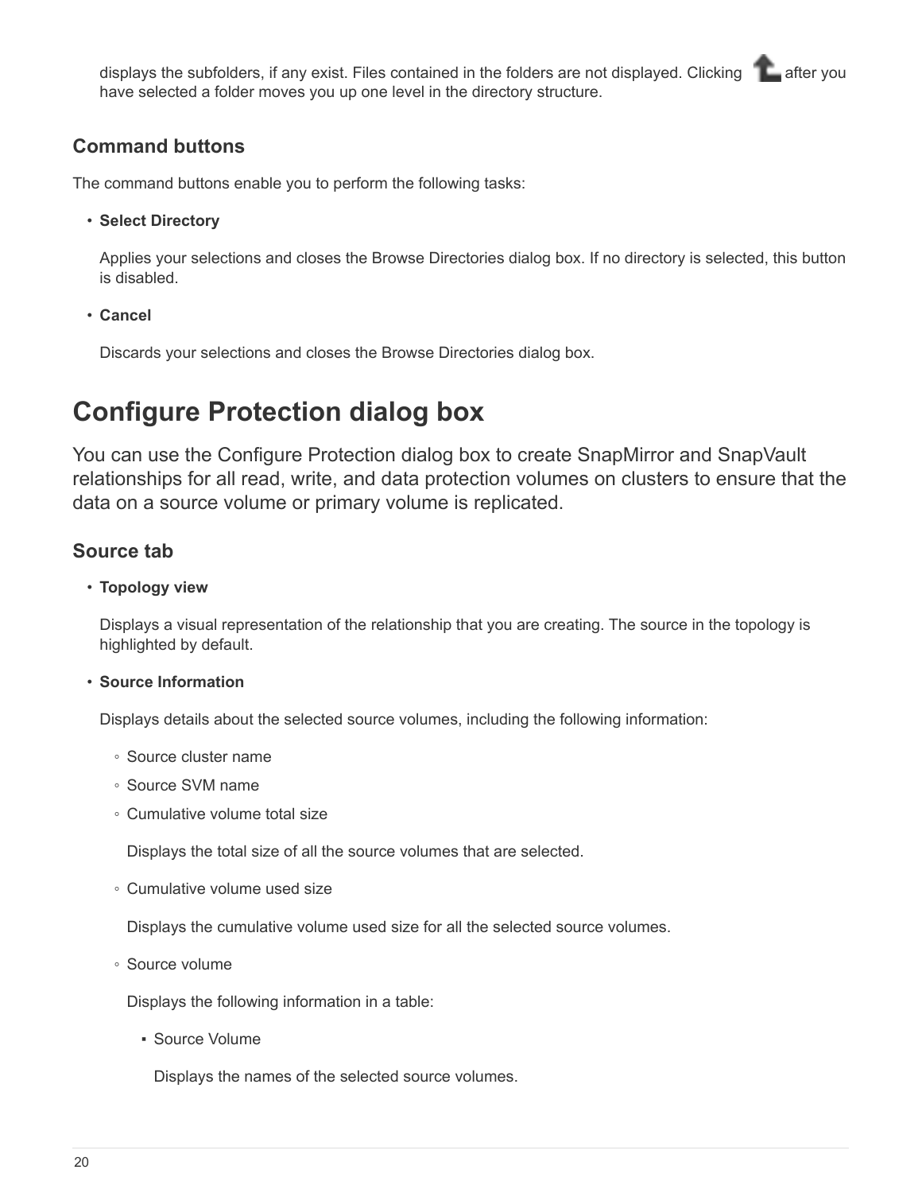displays the subfolders, if any exist. Files contained in the folders are not displayed. Clicking  after you have selected a folder moves you up one level in the directory structure.

### Command buttons

The command buttons enable you to perform the following tasks:

- **Select Directory**

  Applies your selections and closes the Browse Directories dialog box. If no directory is selected, this button is disabled.

- **Cancel**

  Discards your selections and closes the Browse Directories dialog box.

## Configure Protection dialog box

You can use the Configure Protection dialog box to create SnapMirror and SnapVault relationships for all read, write, and data protection volumes on clusters to ensure that the data on a source volume or primary volume is replicated.

### Source tab

- **Topology view**

  Displays a visual representation of the relationship that you are creating. The source in the topology is highlighted by default.

- **Source Information**

  Displays details about the selected source volumes, including the following information:

  - Source cluster name
  - Source SVM name
  - Cumulative volume total size

    Displays the total size of all the source volumes that are selected.

  - Cumulative volume used size

    Displays the cumulative volume used size for all the selected source volumes.

  - Source volume

    Displays the following information in a table:

    - Source Volume

      Displays the names of the selected source volumes.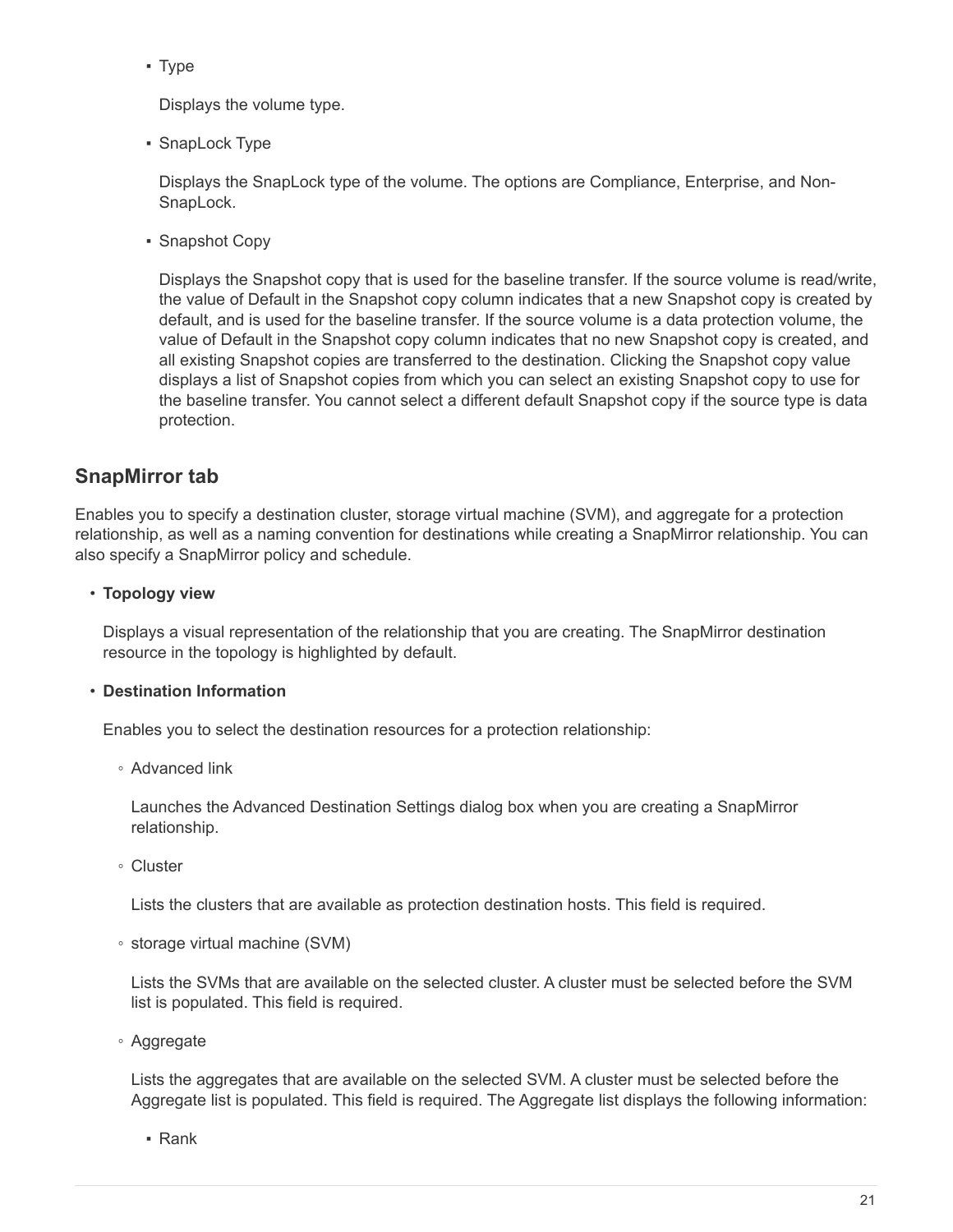- Type

  Displays the volume type.

- SnapLock Type

  Displays the SnapLock type of the volume. The options are Compliance, Enterprise, and Non-SnapLock.

- Snapshot Copy

  Displays the Snapshot copy that is used for the baseline transfer. If the source volume is read/write, the value of Default in the Snapshot copy column indicates that a new Snapshot copy is created by default, and is used for the baseline transfer. If the source volume is a data protection volume, the value of Default in the Snapshot copy column indicates that no new Snapshot copy is created, and all existing Snapshot copies are transferred to the destination. Clicking the Snapshot copy value displays a list of Snapshot copies from which you can select an existing Snapshot copy to use for the baseline transfer. You cannot select a different default Snapshot copy if the source type is data protection.

## SnapMirror tab

Enables you to specify a destination cluster, storage virtual machine (SVM), and aggregate for a protection relationship, as well as a naming convention for destinations while creating a SnapMirror relationship. You can also specify a SnapMirror policy and schedule.

- **Topology view**

  Displays a visual representation of the relationship that you are creating. The SnapMirror destination resource in the topology is highlighted by default.

- **Destination Information**

  Enables you to select the destination resources for a protection relationship:

  - Advanced link

    Launches the Advanced Destination Settings dialog box when you are creating a SnapMirror relationship.

  - Cluster

    Lists the clusters that are available as protection destination hosts. This field is required.

  - storage virtual machine (SVM)

    Lists the SVMs that are available on the selected cluster. A cluster must be selected before the SVM list is populated. This field is required.

  - Aggregate

    Lists the aggregates that are available on the selected SVM. A cluster must be selected before the Aggregate list is populated. This field is required. The Aggregate list displays the following information:

    - Rank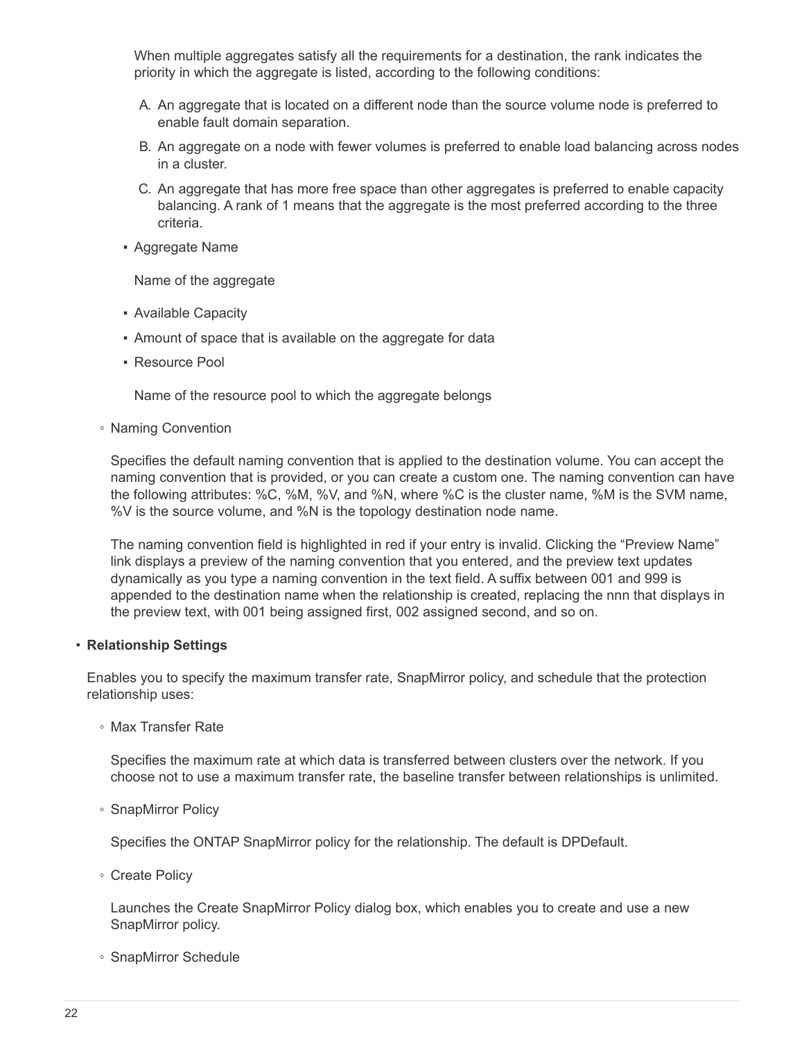When multiple aggregates satisfy all the requirements for a destination, the rank indicates the priority in which the aggregate is listed, according to the following conditions:

A. An aggregate that is located on a different node than the source volume node is preferred to enable fault domain separation.

B. An aggregate on a node with fewer volumes is preferred to enable load balancing across nodes in a cluster.

C. An aggregate that has more free space than other aggregates is preferred to enable capacity balancing. A rank of 1 means that the aggregate is the most preferred according to the three criteria.

    - Aggregate Name

      Name of the aggregate

    - Available Capacity
    - Amount of space that is available on the aggregate for data
    - Resource Pool

      Name of the resource pool to which the aggregate belongs

  - Naming Convention

    Specifies the default naming convention that is applied to the destination volume. You can accept the naming convention that is provided, or you can create a custom one. The naming convention can have the following attributes: %C, %M, %V, and %N, where %C is the cluster name, %M is the SVM name, %V is the source volume, and %N is the topology destination node name.

    The naming convention field is highlighted in red if your entry is invalid. Clicking the “Preview Name” link displays a preview of the naming convention that you entered, and the preview text updates dynamically as you type a naming convention in the text field. A suffix between 001 and 999 is appended to the destination name when the relationship is created, replacing the nnn that displays in the preview text, with 001 being assigned first, 002 assigned second, and so on.

- **Relationship Settings**

  Enables you to specify the maximum transfer rate, SnapMirror policy, and schedule that the protection relationship uses:

  - Max Transfer Rate

    Specifies the maximum rate at which data is transferred between clusters over the network. If you choose not to use a maximum transfer rate, the baseline transfer between relationships is unlimited.

  - SnapMirror Policy

    Specifies the ONTAP SnapMirror policy for the relationship. The default is DPDefault.

  - Create Policy

    Launches the Create SnapMirror Policy dialog box, which enables you to create and use a new SnapMirror policy.

  - SnapMirror Schedule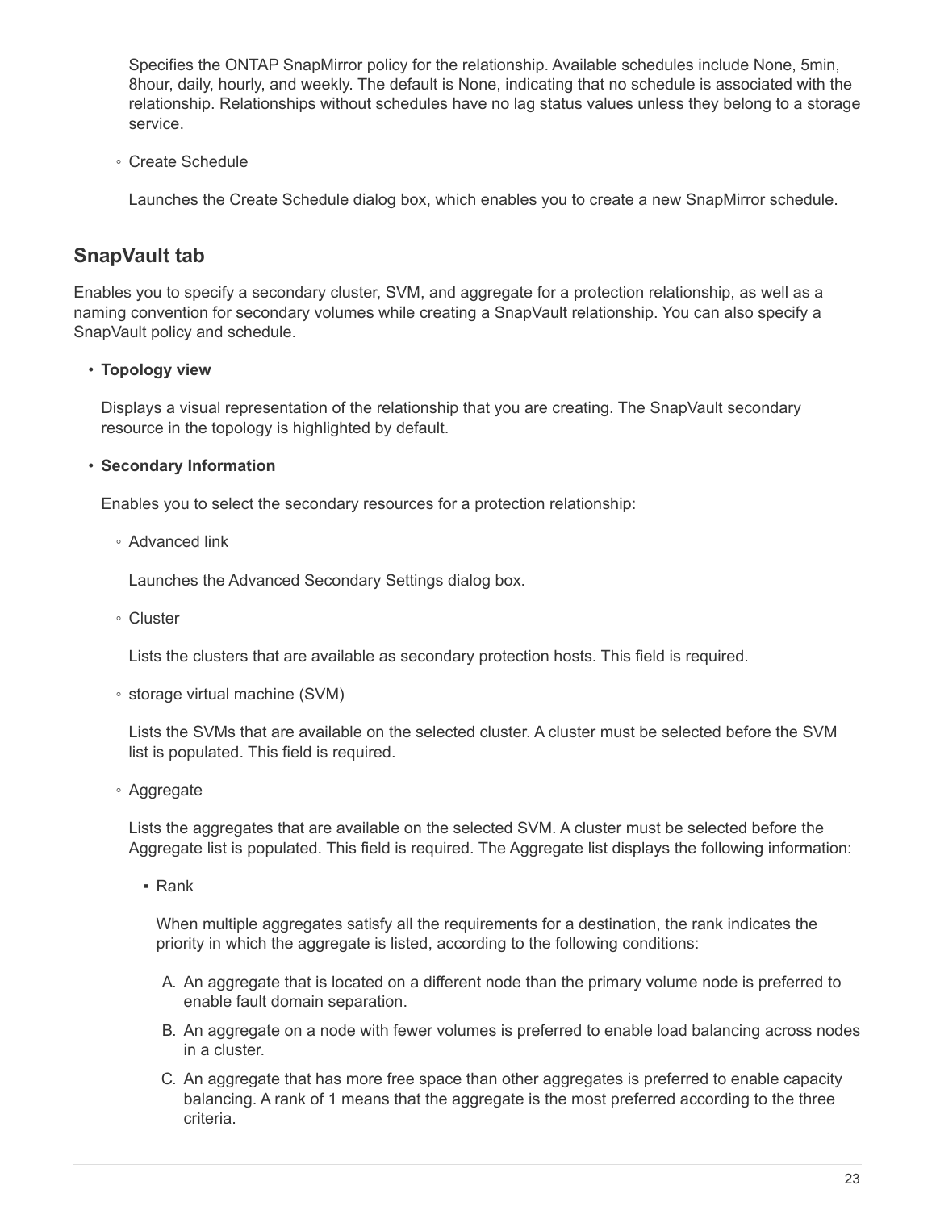Specifies the ONTAP SnapMirror policy for the relationship. Available schedules include None, 5min, 8hour, daily, hourly, and weekly. The default is None, indicating that no schedule is associated with the relationship. Relationships without schedules have no lag status values unless they belong to a storage service.

   - Create Schedule

     Launches the Create Schedule dialog box, which enables you to create a new SnapMirror schedule.

## SnapVault tab

Enables you to specify a secondary cluster, SVM, and aggregate for a protection relationship, as well as a naming convention for secondary volumes while creating a SnapVault relationship. You can also specify a SnapVault policy and schedule.

- **Topology view**

  Displays a visual representation of the relationship that you are creating. The SnapVault secondary resource in the topology is highlighted by default.

- **Secondary Information**

  Enables you to select the secondary resources for a protection relationship:

   - Advanced link

     Launches the Advanced Secondary Settings dialog box.

   - Cluster

     Lists the clusters that are available as secondary protection hosts. This field is required.

   - storage virtual machine (SVM)

     Lists the SVMs that are available on the selected cluster. A cluster must be selected before the SVM list is populated. This field is required.

   - Aggregate

     Lists the aggregates that are available on the selected SVM. A cluster must be selected before the Aggregate list is populated. This field is required. The Aggregate list displays the following information:

      - Rank

        When multiple aggregates satisfy all the requirements for a destination, the rank indicates the priority in which the aggregate is listed, according to the following conditions:

        A. An aggregate that is located on a different node than the primary volume node is preferred to enable fault domain separation.

        B. An aggregate on a node with fewer volumes is preferred to enable load balancing across nodes in a cluster.

        C. An aggregate that has more free space than other aggregates is preferred to enable capacity balancing. A rank of 1 means that the aggregate is the most preferred according to the three criteria.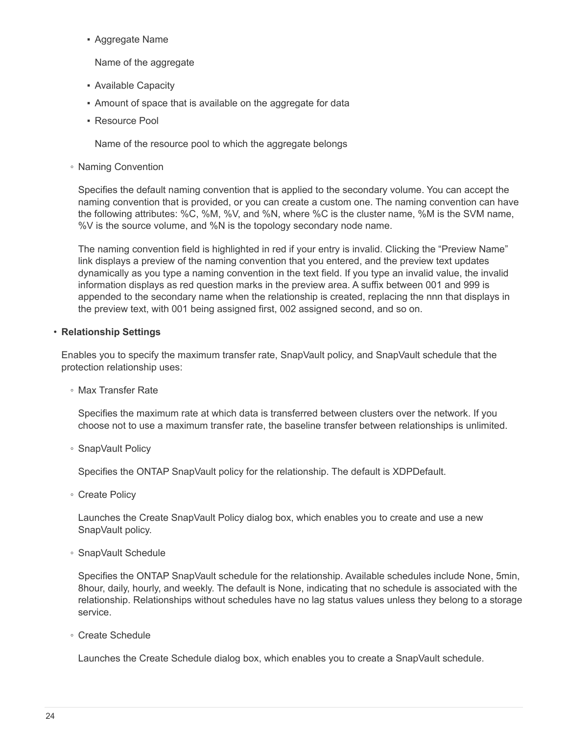- Aggregate Name

  Name of the aggregate

- Available Capacity
- Amount of space that is available on the aggregate for data
- Resource Pool

  Name of the resource pool to which the aggregate belongs

- Naming Convention

  Specifies the default naming convention that is applied to the secondary volume. You can accept the naming convention that is provided, or you can create a custom one. The naming convention can have the following attributes: %C, %M, %V, and %N, where %C is the cluster name, %M is the SVM name, %V is the source volume, and %N is the topology secondary node name.

  The naming convention field is highlighted in red if your entry is invalid. Clicking the "Preview Name" link displays a preview of the naming convention that you entered, and the preview text updates dynamically as you type a naming convention in the text field. If you type an invalid value, the invalid information displays as red question marks in the preview area. A suffix between 001 and 999 is appended to the secondary name when the relationship is created, replacing the nnn that displays in the preview text, with 001 being assigned first, 002 assigned second, and so on.

- **Relationship Settings**

  Enables you to specify the maximum transfer rate, SnapVault policy, and SnapVault schedule that the protection relationship uses:

  - Max Transfer Rate

    Specifies the maximum rate at which data is transferred between clusters over the network. If you choose not to use a maximum transfer rate, the baseline transfer between relationships is unlimited.

  - SnapVault Policy

    Specifies the ONTAP SnapVault policy for the relationship. The default is XDPDefault.

  - Create Policy

    Launches the Create SnapVault Policy dialog box, which enables you to create and use a new SnapVault policy.

  - SnapVault Schedule

    Specifies the ONTAP SnapVault schedule for the relationship. Available schedules include None, 5min, 8hour, daily, hourly, and weekly. The default is None, indicating that no schedule is associated with the relationship. Relationships without schedules have no lag status values unless they belong to a storage service.

  - Create Schedule

    Launches the Create Schedule dialog box, which enables you to create a SnapVault schedule.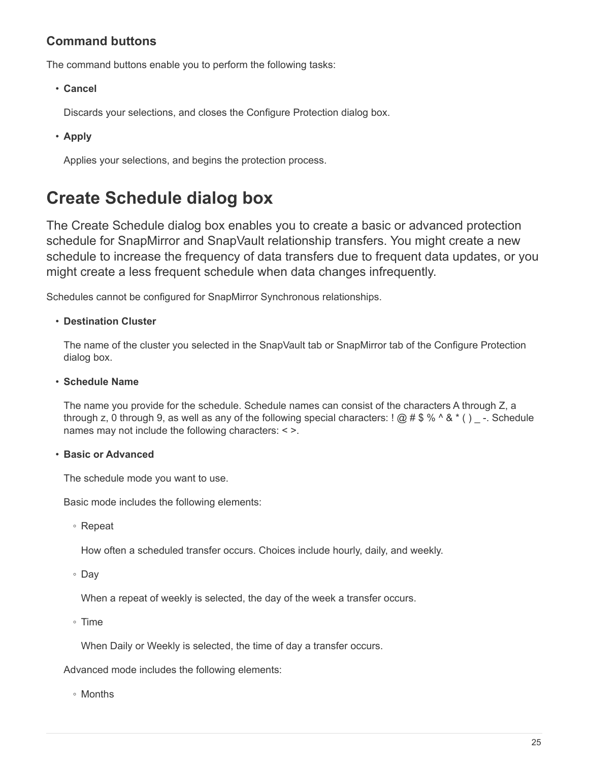### Command buttons

The command buttons enable you to perform the following tasks:

- **Cancel**

  Discards your selections, and closes the Configure Protection dialog box.

- **Apply**

  Applies your selections, and begins the protection process.

# Create Schedule dialog box

The Create Schedule dialog box enables you to create a basic or advanced protection schedule for SnapMirror and SnapVault relationship transfers. You might create a new schedule to increase the frequency of data transfers due to frequent data updates, or you might create a less frequent schedule when data changes infrequently.

Schedules cannot be configured for SnapMirror Synchronous relationships.

- **Destination Cluster**

  The name of the cluster you selected in the SnapVault tab or SnapMirror tab of the Configure Protection dialog box.

- **Schedule Name**

  The name you provide for the schedule. Schedule names can consist of the characters A through Z, a through z, 0 through 9, as well as any of the following special characters: ! @ # $ % ^ & * ( ) _ -. Schedule names may not include the following characters: < >.

- **Basic or Advanced**

  The schedule mode you want to use.

  Basic mode includes the following elements:

  - Repeat

    How often a scheduled transfer occurs. Choices include hourly, daily, and weekly.

  - Day

    When a repeat of weekly is selected, the day of the week a transfer occurs.

  - Time

    When Daily or Weekly is selected, the time of day a transfer occurs.

  Advanced mode includes the following elements:

  - Months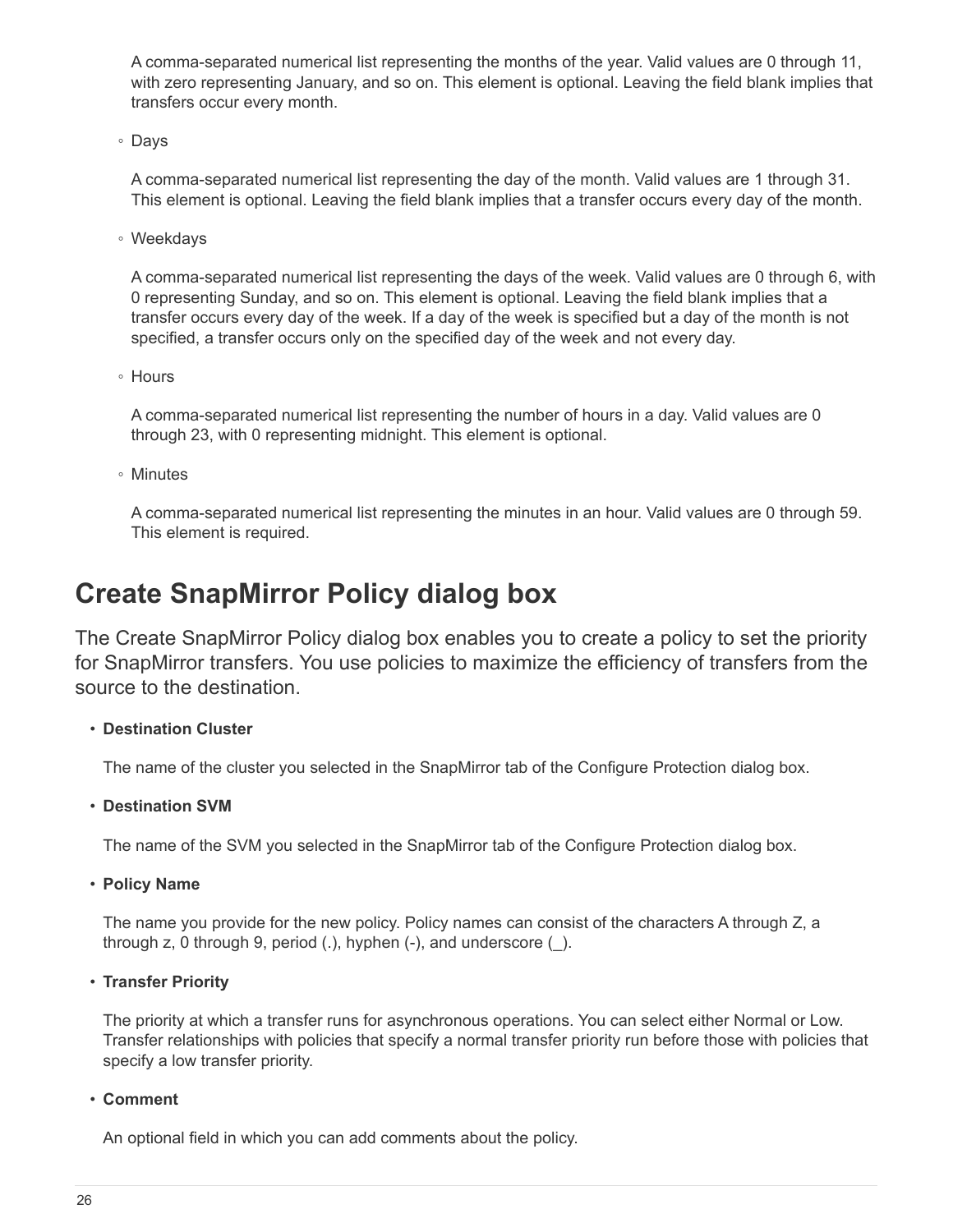A comma-separated numerical list representing the months of the year. Valid values are 0 through 11, with zero representing January, and so on. This element is optional. Leaving the field blank implies that transfers occur every month.

- Days

  A comma-separated numerical list representing the day of the month. Valid values are 1 through 31. This element is optional. Leaving the field blank implies that a transfer occurs every day of the month.

- Weekdays

  A comma-separated numerical list representing the days of the week. Valid values are 0 through 6, with 0 representing Sunday, and so on. This element is optional. Leaving the field blank implies that a transfer occurs every day of the week. If a day of the week is specified but a day of the month is not specified, a transfer occurs only on the specified day of the week and not every day.

- Hours

  A comma-separated numerical list representing the number of hours in a day. Valid values are 0 through 23, with 0 representing midnight. This element is optional.

- Minutes

  A comma-separated numerical list representing the minutes in an hour. Valid values are 0 through 59. This element is required.

# Create SnapMirror Policy dialog box

The Create SnapMirror Policy dialog box enables you to create a policy to set the priority for SnapMirror transfers. You use policies to maximize the efficiency of transfers from the source to the destination.

- **Destination Cluster**

  The name of the cluster you selected in the SnapMirror tab of the Configure Protection dialog box.

- **Destination SVM**

  The name of the SVM you selected in the SnapMirror tab of the Configure Protection dialog box.

- **Policy Name**

  The name you provide for the new policy. Policy names can consist of the characters A through Z, a through z, 0 through 9, period (.), hyphen (-), and underscore (_).

- **Transfer Priority**

  The priority at which a transfer runs for asynchronous operations. You can select either Normal or Low. Transfer relationships with policies that specify a normal transfer priority run before those with policies that specify a low transfer priority.

- **Comment**

  An optional field in which you can add comments about the policy.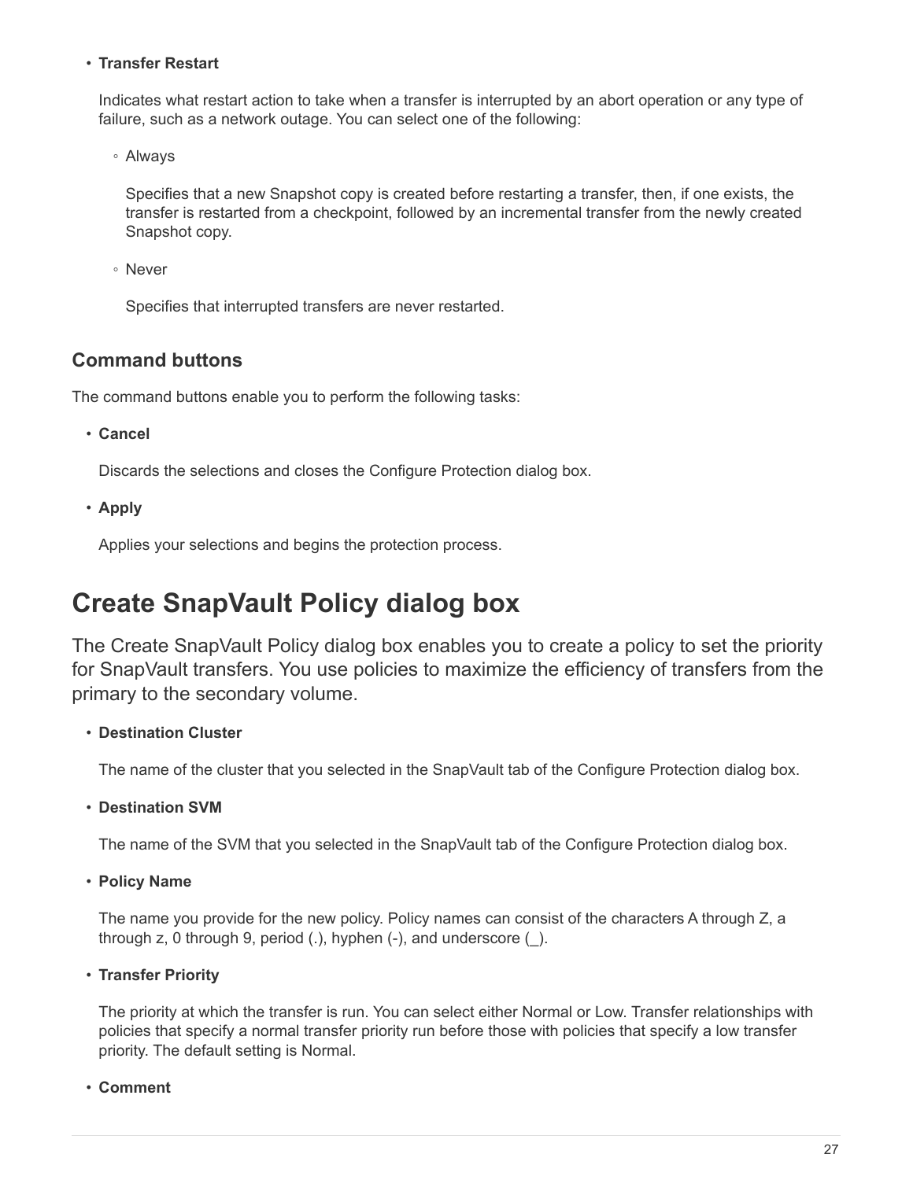- **Transfer Restart**

  Indicates what restart action to take when a transfer is interrupted by an abort operation or any type of failure, such as a network outage. You can select one of the following:

  - Always

    Specifies that a new Snapshot copy is created before restarting a transfer, then, if one exists, the transfer is restarted from a checkpoint, followed by an incremental transfer from the newly created Snapshot copy.

  - Never

    Specifies that interrupted transfers are never restarted.

### Command buttons

The command buttons enable you to perform the following tasks:

- **Cancel**

  Discards the selections and closes the Configure Protection dialog box.

- **Apply**

  Applies your selections and begins the protection process.

# Create SnapVault Policy dialog box

The Create SnapVault Policy dialog box enables you to create a policy to set the priority for SnapVault transfers. You use policies to maximize the efficiency of transfers from the primary to the secondary volume.

- **Destination Cluster**

  The name of the cluster that you selected in the SnapVault tab of the Configure Protection dialog box.

- **Destination SVM**

  The name of the SVM that you selected in the SnapVault tab of the Configure Protection dialog box.

- **Policy Name**

  The name you provide for the new policy. Policy names can consist of the characters A through Z, a through z, 0 through 9, period (.), hyphen (-), and underscore (_).

- **Transfer Priority**

  The priority at which the transfer is run. You can select either Normal or Low. Transfer relationships with policies that specify a normal transfer priority run before those with policies that specify a low transfer priority. The default setting is Normal.

- **Comment**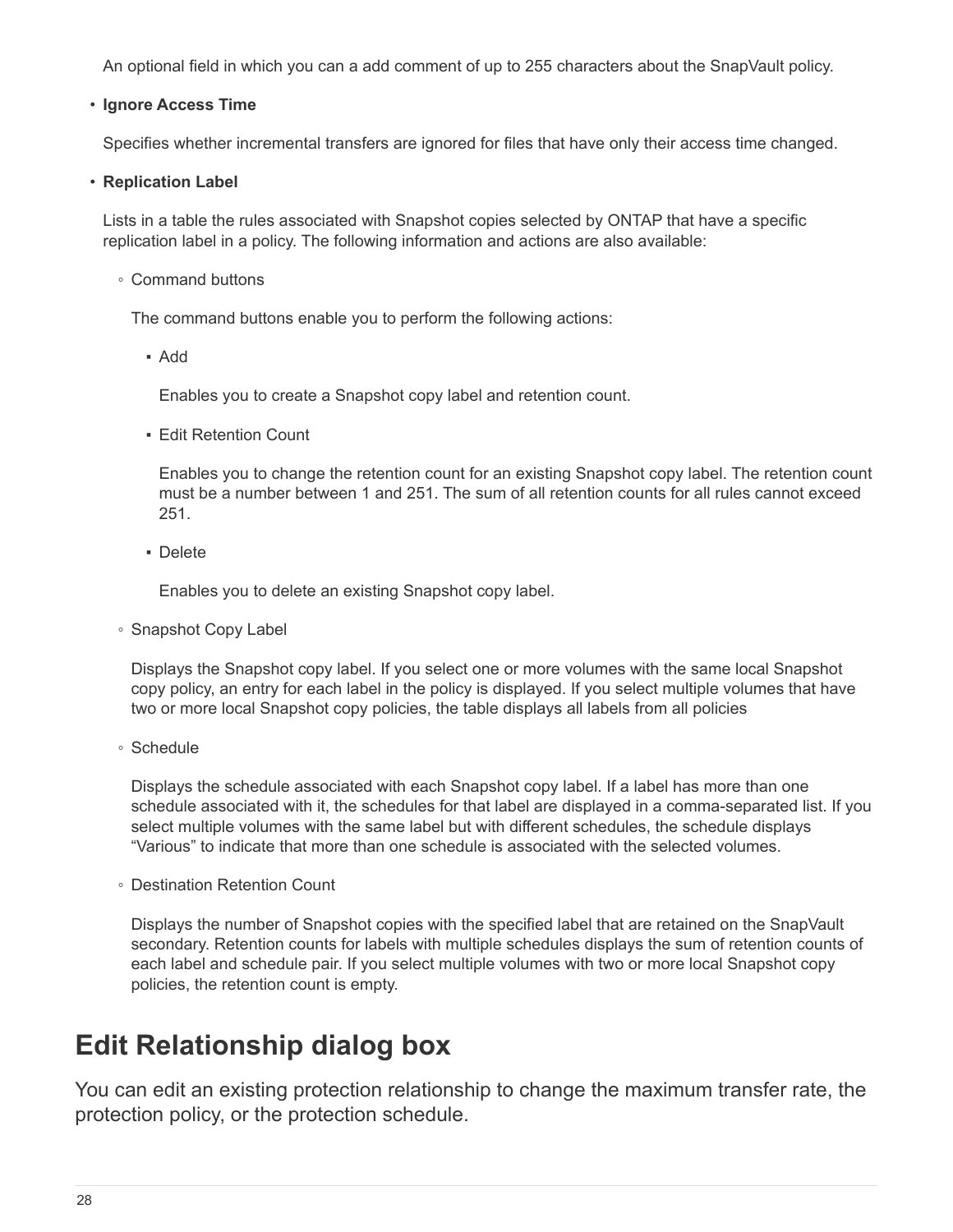An optional field in which you can a add comment of up to 255 characters about the SnapVault policy.

- **Ignore Access Time**

  Specifies whether incremental transfers are ignored for files that have only their access time changed.

- **Replication Label**

  Lists in a table the rules associated with Snapshot copies selected by ONTAP that have a specific replication label in a policy. The following information and actions are also available:

  - Command buttons

    The command buttons enable you to perform the following actions:

    - Add

      Enables you to create a Snapshot copy label and retention count.

    - Edit Retention Count

      Enables you to change the retention count for an existing Snapshot copy label. The retention count must be a number between 1 and 251. The sum of all retention counts for all rules cannot exceed 251.

    - Delete

      Enables you to delete an existing Snapshot copy label.

  - Snapshot Copy Label

    Displays the Snapshot copy label. If you select one or more volumes with the same local Snapshot copy policy, an entry for each label in the policy is displayed. If you select multiple volumes that have two or more local Snapshot copy policies, the table displays all labels from all policies

  - Schedule

    Displays the schedule associated with each Snapshot copy label. If a label has more than one schedule associated with it, the schedules for that label are displayed in a comma-separated list. If you select multiple volumes with the same label but with different schedules, the schedule displays "Various" to indicate that more than one schedule is associated with the selected volumes.

  - Destination Retention Count

    Displays the number of Snapshot copies with the specified label that are retained on the SnapVault secondary. Retention counts for labels with multiple schedules displays the sum of retention counts of each label and schedule pair. If you select multiple volumes with two or more local Snapshot copy policies, the retention count is empty.

# Edit Relationship dialog box

You can edit an existing protection relationship to change the maximum transfer rate, the protection policy, or the protection schedule.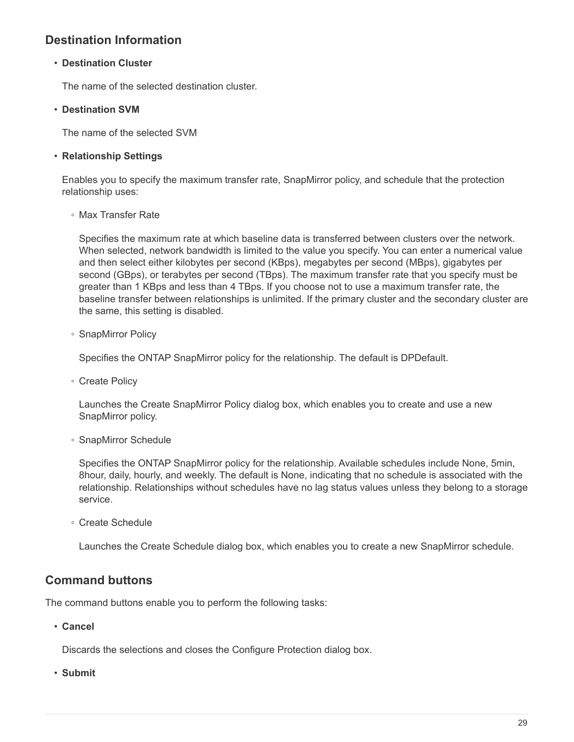## Destination Information

- **Destination Cluster**

  The name of the selected destination cluster.

- **Destination SVM**

  The name of the selected SVM

- **Relationship Settings**

  Enables you to specify the maximum transfer rate, SnapMirror policy, and schedule that the protection relationship uses:

  - Max Transfer Rate

    Specifies the maximum rate at which baseline data is transferred between clusters over the network. When selected, network bandwidth is limited to the value you specify. You can enter a numerical value and then select either kilobytes per second (KBps), megabytes per second (MBps), gigabytes per second (GBps), or terabytes per second (TBps). The maximum transfer rate that you specify must be greater than 1 KBps and less than 4 TBps. If you choose not to use a maximum transfer rate, the baseline transfer between relationships is unlimited. If the primary cluster and the secondary cluster are the same, this setting is disabled.

  - SnapMirror Policy

    Specifies the ONTAP SnapMirror policy for the relationship. The default is DPDefault.

  - Create Policy

    Launches the Create SnapMirror Policy dialog box, which enables you to create and use a new SnapMirror policy.

  - SnapMirror Schedule

    Specifies the ONTAP SnapMirror policy for the relationship. Available schedules include None, 5min, 8hour, daily, hourly, and weekly. The default is None, indicating that no schedule is associated with the relationship. Relationships without schedules have no lag status values unless they belong to a storage service.

  - Create Schedule

    Launches the Create Schedule dialog box, which enables you to create a new SnapMirror schedule.

## Command buttons

The command buttons enable you to perform the following tasks:

- **Cancel**

  Discards the selections and closes the Configure Protection dialog box.

- **Submit**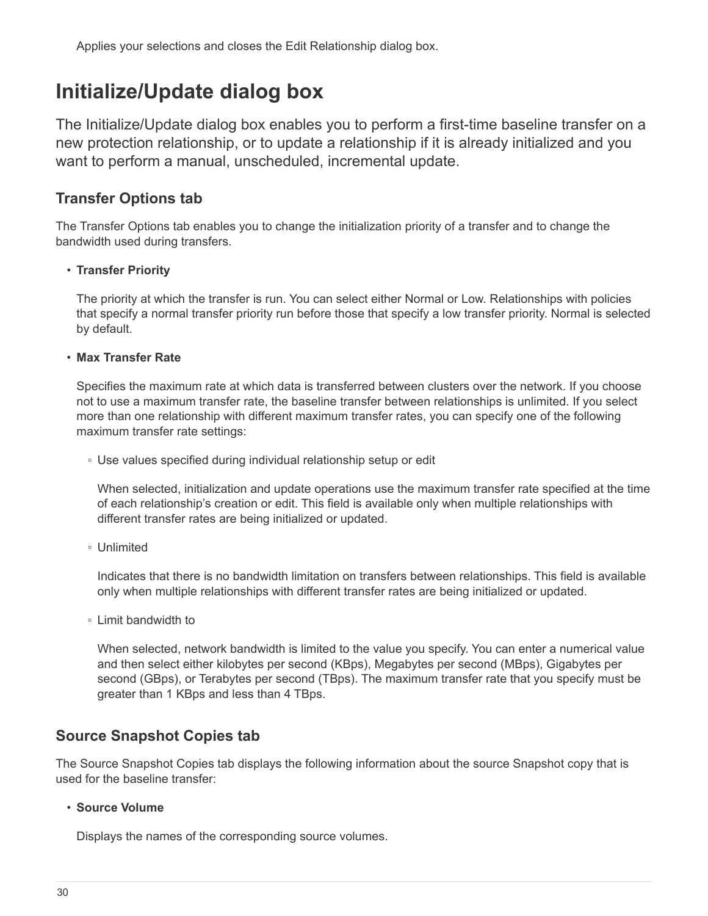Applies your selections and closes the Edit Relationship dialog box.

## Initialize/Update dialog box

The Initialize/Update dialog box enables you to perform a first-time baseline transfer on a new protection relationship, or to update a relationship if it is already initialized and you want to perform a manual, unscheduled, incremental update.

### Transfer Options tab

The Transfer Options tab enables you to change the initialization priority of a transfer and to change the bandwidth used during transfers.

- **Transfer Priority**

  The priority at which the transfer is run. You can select either Normal or Low. Relationships with policies that specify a normal transfer priority run before those that specify a low transfer priority. Normal is selected by default.

- **Max Transfer Rate**

  Specifies the maximum rate at which data is transferred between clusters over the network. If you choose not to use a maximum transfer rate, the baseline transfer between relationships is unlimited. If you select more than one relationship with different maximum transfer rates, you can specify one of the following maximum transfer rate settings:

  - Use values specified during individual relationship setup or edit

    When selected, initialization and update operations use the maximum transfer rate specified at the time of each relationship's creation or edit. This field is available only when multiple relationships with different transfer rates are being initialized or updated.

  - Unlimited

    Indicates that there is no bandwidth limitation on transfers between relationships. This field is available only when multiple relationships with different transfer rates are being initialized or updated.

  - Limit bandwidth to

    When selected, network bandwidth is limited to the value you specify. You can enter a numerical value and then select either kilobytes per second (KBps), Megabytes per second (MBps), Gigabytes per second (GBps), or Terabytes per second (TBps). The maximum transfer rate that you specify must be greater than 1 KBps and less than 4 TBps.

### Source Snapshot Copies tab

The Source Snapshot Copies tab displays the following information about the source Snapshot copy that is used for the baseline transfer:

- **Source Volume**

  Displays the names of the corresponding source volumes.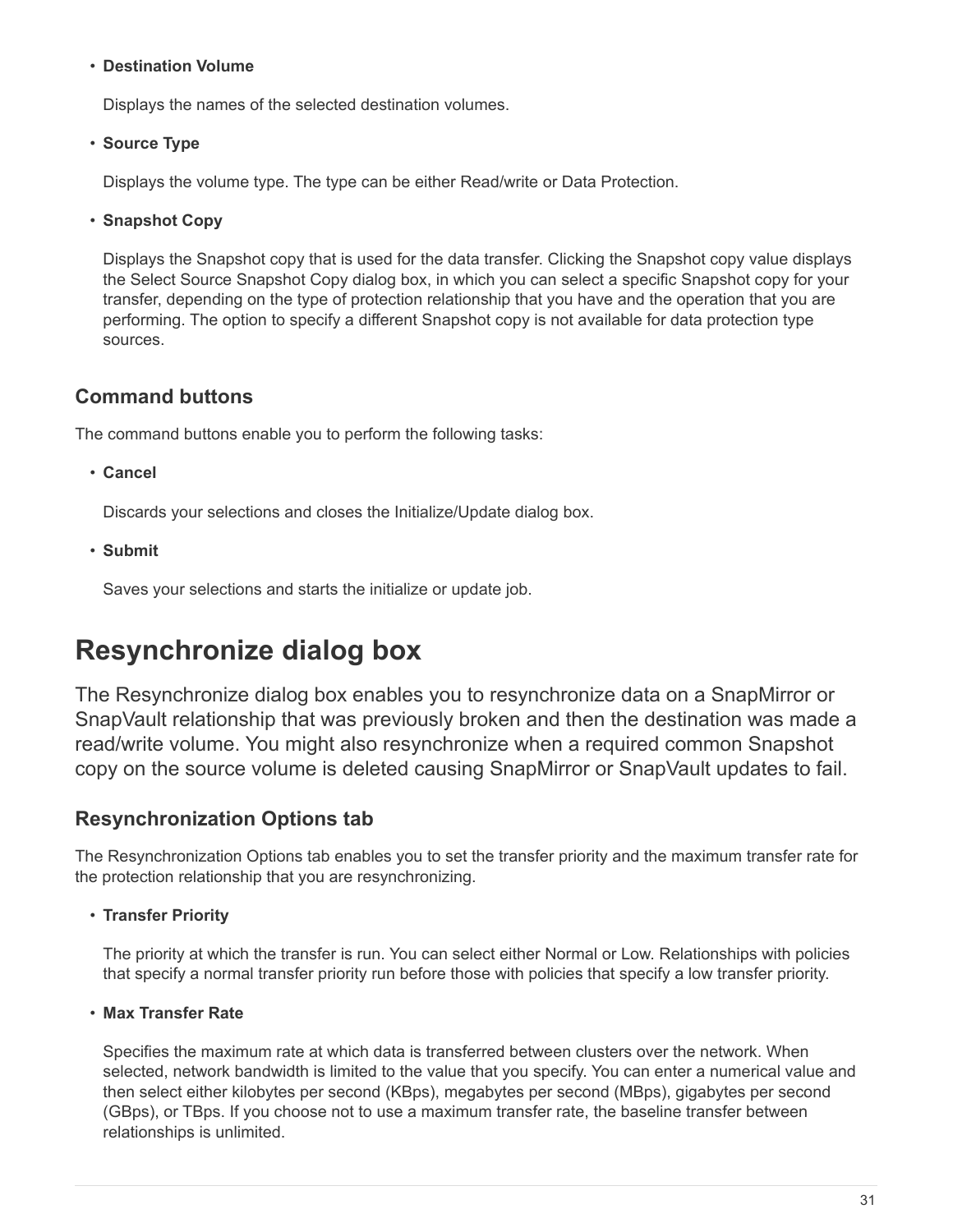- **Destination Volume**

  Displays the names of the selected destination volumes.

- **Source Type**

  Displays the volume type. The type can be either Read/write or Data Protection.

- **Snapshot Copy**

  Displays the Snapshot copy that is used for the data transfer. Clicking the Snapshot copy value displays the Select Source Snapshot Copy dialog box, in which you can select a specific Snapshot copy for your transfer, depending on the type of protection relationship that you have and the operation that you are performing. The option to specify a different Snapshot copy is not available for data protection type sources.

## Command buttons

The command buttons enable you to perform the following tasks:

- **Cancel**

  Discards your selections and closes the Initialize/Update dialog box.

- **Submit**

  Saves your selections and starts the initialize or update job.

# Resynchronize dialog box

The Resynchronize dialog box enables you to resynchronize data on a SnapMirror or SnapVault relationship that was previously broken and then the destination was made a read/write volume. You might also resynchronize when a required common Snapshot copy on the source volume is deleted causing SnapMirror or SnapVault updates to fail.

## Resynchronization Options tab

The Resynchronization Options tab enables you to set the transfer priority and the maximum transfer rate for the protection relationship that you are resynchronizing.

- **Transfer Priority**

  The priority at which the transfer is run. You can select either Normal or Low. Relationships with policies that specify a normal transfer priority run before those with policies that specify a low transfer priority.

- **Max Transfer Rate**

  Specifies the maximum rate at which data is transferred between clusters over the network. When selected, network bandwidth is limited to the value that you specify. You can enter a numerical value and then select either kilobytes per second (KBps), megabytes per second (MBps), gigabytes per second (GBps), or TBps. If you choose not to use a maximum transfer rate, the baseline transfer between relationships is unlimited.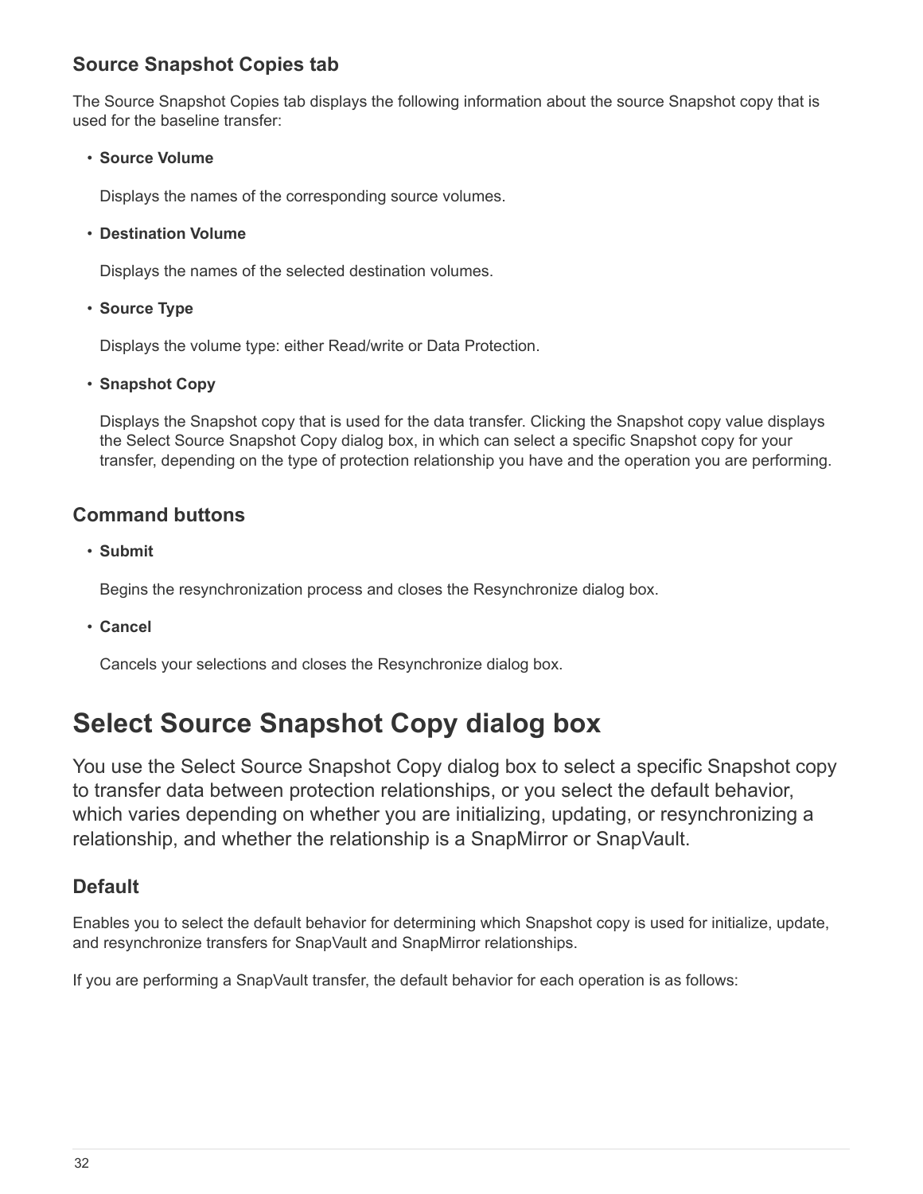### Source Snapshot Copies tab

The Source Snapshot Copies tab displays the following information about the source Snapshot copy that is used for the baseline transfer:

- **Source Volume**

  Displays the names of the corresponding source volumes.

- **Destination Volume**

  Displays the names of the selected destination volumes.

- **Source Type**

  Displays the volume type: either Read/write or Data Protection.

- **Snapshot Copy**

  Displays the Snapshot copy that is used for the data transfer. Clicking the Snapshot copy value displays the Select Source Snapshot Copy dialog box, in which can select a specific Snapshot copy for your transfer, depending on the type of protection relationship you have and the operation you are performing.

### Command buttons

- **Submit**

  Begins the resynchronization process and closes the Resynchronize dialog box.

- **Cancel**

  Cancels your selections and closes the Resynchronize dialog box.

# Select Source Snapshot Copy dialog box

You use the Select Source Snapshot Copy dialog box to select a specific Snapshot copy to transfer data between protection relationships, or you select the default behavior, which varies depending on whether you are initializing, updating, or resynchronizing a relationship, and whether the relationship is a SnapMirror or SnapVault.

### Default

Enables you to select the default behavior for determining which Snapshot copy is used for initialize, update, and resynchronize transfers for SnapVault and SnapMirror relationships.

If you are performing a SnapVault transfer, the default behavior for each operation is as follows: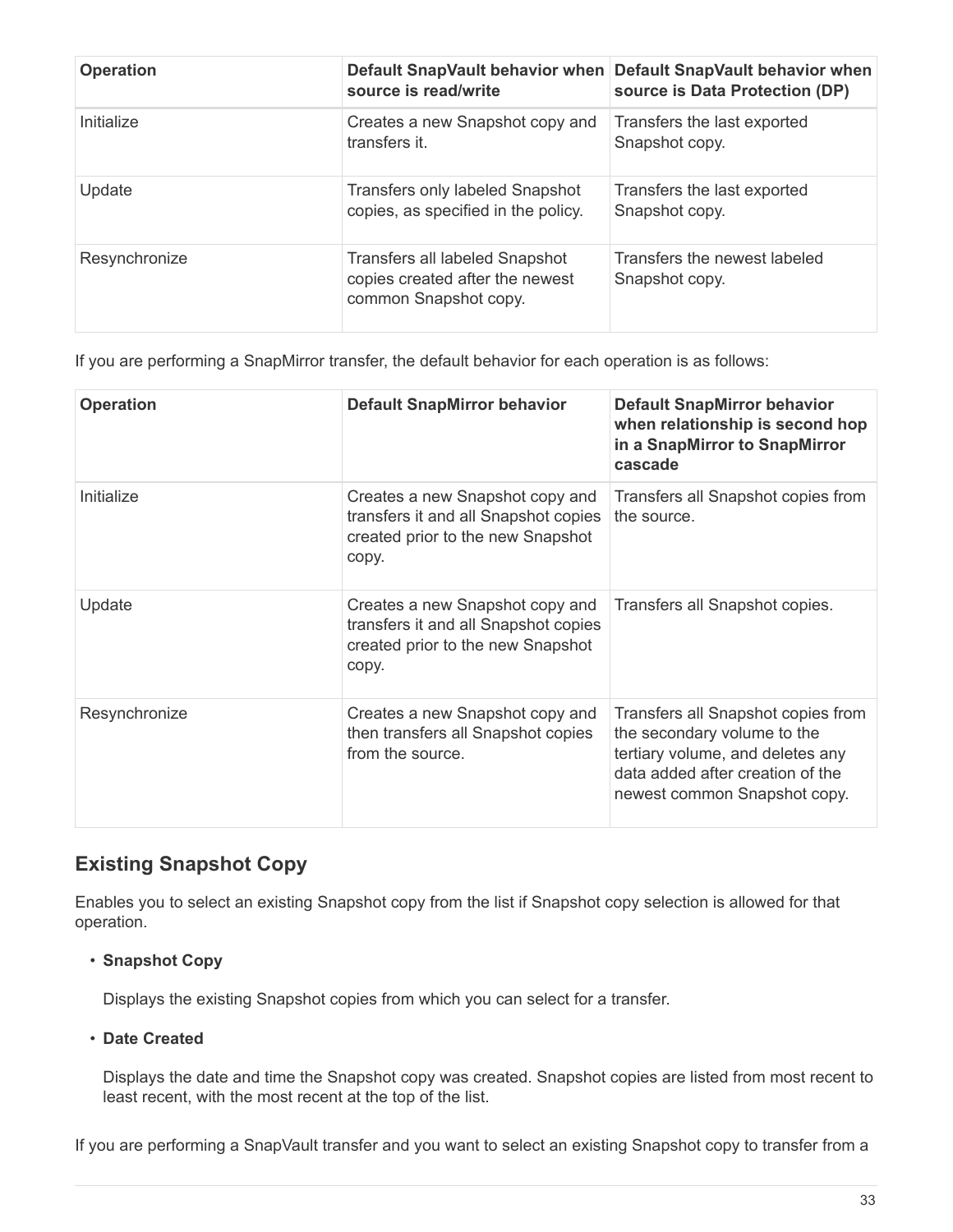| Operation | Default SnapVault behavior when source is read/write | Default SnapVault behavior when source is Data Protection (DP) |
| --- | --- | --- |
| Initialize | Creates a new Snapshot copy and transfers it. | Transfers the last exported Snapshot copy. |
| Update | Transfers only labeled Snapshot copies, as specified in the policy. | Transfers the last exported Snapshot copy. |
| Resynchronize | Transfers all labeled Snapshot copies created after the newest common Snapshot copy. | Transfers the newest labeled Snapshot copy. |

If you are performing a SnapMirror transfer, the default behavior for each operation is as follows:

| Operation | Default SnapMirror behavior | Default SnapMirror behavior when relationship is second hop in a SnapMirror to SnapMirror cascade |
| --- | --- | --- |
| Initialize | Creates a new Snapshot copy and transfers it and all Snapshot copies created prior to the new Snapshot copy. | Transfers all Snapshot copies from the source. |
| Update | Creates a new Snapshot copy and transfers it and all Snapshot copies created prior to the new Snapshot copy. | Transfers all Snapshot copies. |
| Resynchronize | Creates a new Snapshot copy and then transfers all Snapshot copies from the source. | Transfers all Snapshot copies from the secondary volume to the tertiary volume, and deletes any data added after creation of the newest common Snapshot copy. |

## Existing Snapshot Copy

Enables you to select an existing Snapshot copy from the list if Snapshot copy selection is allowed for that operation.

- **Snapshot Copy**

  Displays the existing Snapshot copies from which you can select for a transfer.

- **Date Created**

  Displays the date and time the Snapshot copy was created. Snapshot copies are listed from most recent to least recent, with the most recent at the top of the list.

If you are performing a SnapVault transfer and you want to select an existing Snapshot copy to transfer from a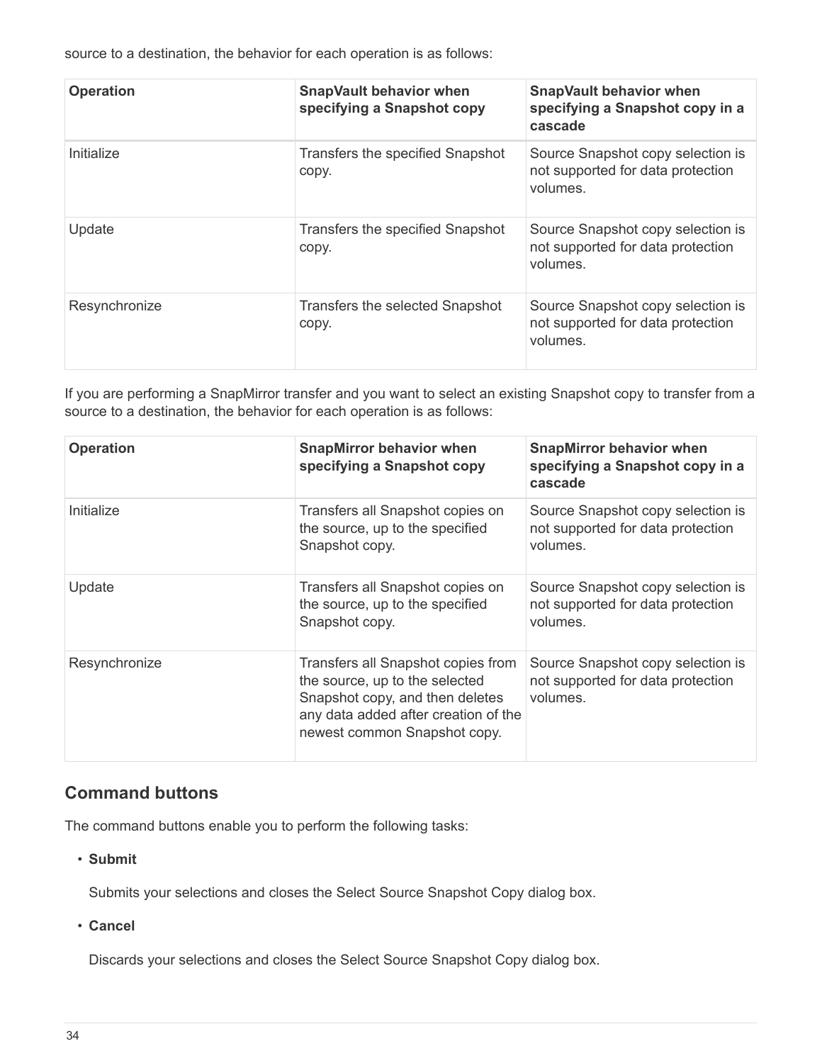source to a destination, the behavior for each operation is as follows:

| Operation | SnapVault behavior when specifying a Snapshot copy | SnapVault behavior when specifying a Snapshot copy in a cascade |
| --- | --- | --- |
| Initialize | Transfers the specified Snapshot copy. | Source Snapshot copy selection is not supported for data protection volumes. |
| Update | Transfers the specified Snapshot copy. | Source Snapshot copy selection is not supported for data protection volumes. |
| Resynchronize | Transfers the selected Snapshot copy. | Source Snapshot copy selection is not supported for data protection volumes. |

If you are performing a SnapMirror transfer and you want to select an existing Snapshot copy to transfer from a source to a destination, the behavior for each operation is as follows:

| Operation | SnapMirror behavior when specifying a Snapshot copy | SnapMirror behavior when specifying a Snapshot copy in a cascade |
| --- | --- | --- |
| Initialize | Transfers all Snapshot copies on the source, up to the specified Snapshot copy. | Source Snapshot copy selection is not supported for data protection volumes. |
| Update | Transfers all Snapshot copies on the source, up to the specified Snapshot copy. | Source Snapshot copy selection is not supported for data protection volumes. |
| Resynchronize | Transfers all Snapshot copies from the source, up to the selected Snapshot copy, and then deletes any data added after creation of the newest common Snapshot copy. | Source Snapshot copy selection is not supported for data protection volumes. |

## Command buttons

The command buttons enable you to perform the following tasks:

- **Submit**

  Submits your selections and closes the Select Source Snapshot Copy dialog box.

- **Cancel**

  Discards your selections and closes the Select Source Snapshot Copy dialog box.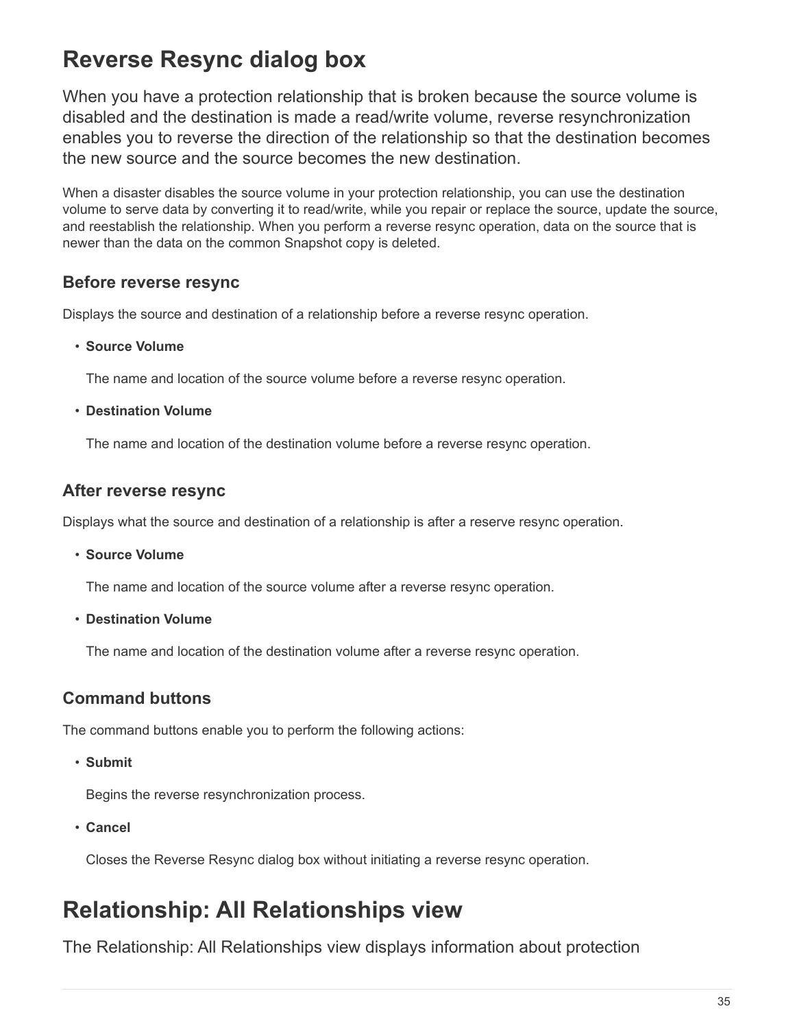# Reverse Resync dialog box

When you have a protection relationship that is broken because the source volume is disabled and the destination is made a read/write volume, reverse resynchronization enables you to reverse the direction of the relationship so that the destination becomes the new source and the source becomes the new destination.

When a disaster disables the source volume in your protection relationship, you can use the destination volume to serve data by converting it to read/write, while you repair or replace the source, update the source, and reestablish the relationship. When you perform a reverse resync operation, data on the source that is newer than the data on the common Snapshot copy is deleted.

## Before reverse resync

Displays the source and destination of a relationship before a reverse resync operation.

- **Source Volume**

  The name and location of the source volume before a reverse resync operation.

- **Destination Volume**

  The name and location of the destination volume before a reverse resync operation.

## After reverse resync

Displays what the source and destination of a relationship is after a reserve resync operation.

- **Source Volume**

  The name and location of the source volume after a reverse resync operation.

- **Destination Volume**

  The name and location of the destination volume after a reverse resync operation.

## Command buttons

The command buttons enable you to perform the following actions:

- **Submit**

  Begins the reverse resynchronization process.

- **Cancel**

  Closes the Reverse Resync dialog box without initiating a reverse resync operation.

# Relationship: All Relationships view

The Relationship: All Relationships view displays information about protection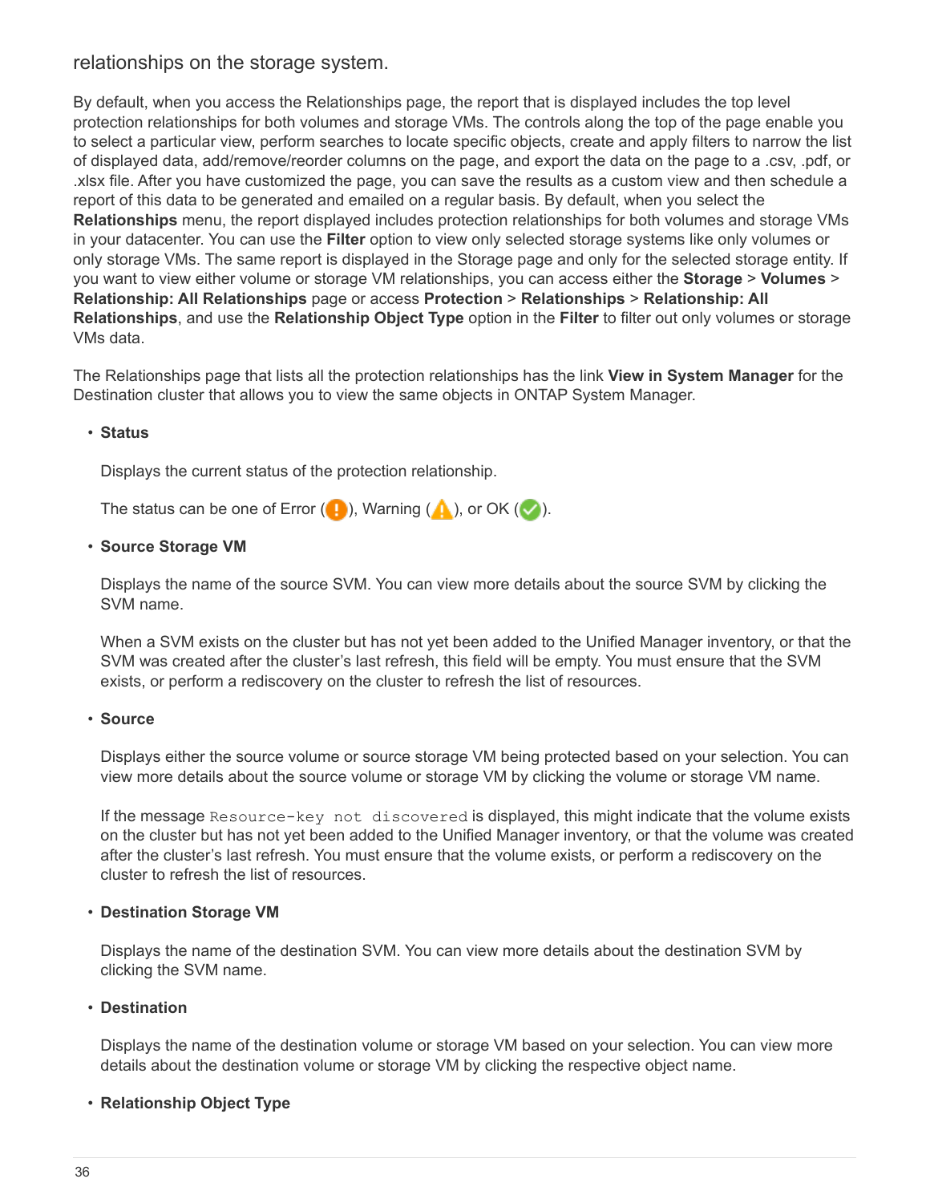relationships on the storage system.

By default, when you access the Relationships page, the report that is displayed includes the top level protection relationships for both volumes and storage VMs. The controls along the top of the page enable you to select a particular view, perform searches to locate specific objects, create and apply filters to narrow the list of displayed data, add/remove/reorder columns on the page, and export the data on the page to a .csv, .pdf, or .xlsx file. After you have customized the page, you can save the results as a custom view and then schedule a report of this data to be generated and emailed on a regular basis. By default, when you select the **Relationships** menu, the report displayed includes protection relationships for both volumes and storage VMs in your datacenter. You can use the **Filter** option to view only selected storage systems like only volumes or only storage VMs. The same report is displayed in the Storage page and only for the selected storage entity. If you want to view either volume or storage VM relationships, you can access either the **Storage** > **Volumes** > **Relationship: All Relationships** page or access **Protection** > **Relationships** > **Relationship: All Relationships**, and use the **Relationship Object Type** option in the **Filter** to filter out only volumes or storage VMs data.

The Relationships page that lists all the protection relationships has the link **View in System Manager** for the Destination cluster that allows you to view the same objects in ONTAP System Manager.

- **Status**

  Displays the current status of the protection relationship.

  The status can be one of Error (!), Warning (⚠), or OK (✓).

- **Source Storage VM**

  Displays the name of the source SVM. You can view more details about the source SVM by clicking the SVM name.

  When a SVM exists on the cluster but has not yet been added to the Unified Manager inventory, or that the SVM was created after the cluster's last refresh, this field will be empty. You must ensure that the SVM exists, or perform a rediscovery on the cluster to refresh the list of resources.

- **Source**

  Displays either the source volume or source storage VM being protected based on your selection. You can view more details about the source volume or storage VM by clicking the volume or storage VM name.

  If the message `Resource-key not discovered` is displayed, this might indicate that the volume exists on the cluster but has not yet been added to the Unified Manager inventory, or that the volume was created after the cluster's last refresh. You must ensure that the volume exists, or perform a rediscovery on the cluster to refresh the list of resources.

- **Destination Storage VM**

  Displays the name of the destination SVM. You can view more details about the destination SVM by clicking the SVM name.

- **Destination**

  Displays the name of the destination volume or storage VM based on your selection. You can view more details about the destination volume or storage VM by clicking the respective object name.

- **Relationship Object Type**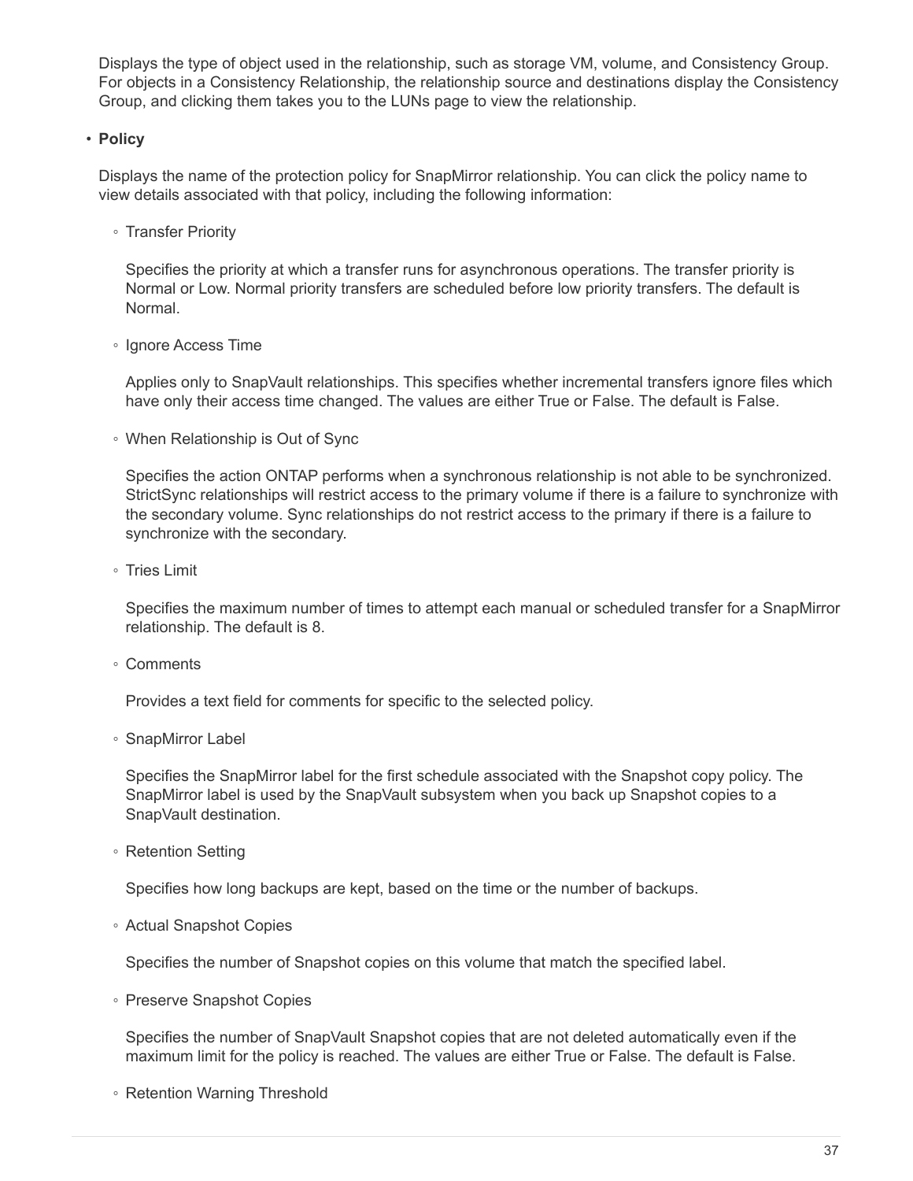Displays the type of object used in the relationship, such as storage VM, volume, and Consistency Group. For objects in a Consistency Relationship, the relationship source and destinations display the Consistency Group, and clicking them takes you to the LUNs page to view the relationship.

- **Policy**

  Displays the name of the protection policy for SnapMirror relationship. You can click the policy name to view details associated with that policy, including the following information:

  - Transfer Priority

    Specifies the priority at which a transfer runs for asynchronous operations. The transfer priority is Normal or Low. Normal priority transfers are scheduled before low priority transfers. The default is Normal.

  - Ignore Access Time

    Applies only to SnapVault relationships. This specifies whether incremental transfers ignore files which have only their access time changed. The values are either True or False. The default is False.

  - When Relationship is Out of Sync

    Specifies the action ONTAP performs when a synchronous relationship is not able to be synchronized. StrictSync relationships will restrict access to the primary volume if there is a failure to synchronize with the secondary volume. Sync relationships do not restrict access to the primary if there is a failure to synchronize with the secondary.

  - Tries Limit

    Specifies the maximum number of times to attempt each manual or scheduled transfer for a SnapMirror relationship. The default is 8.

  - Comments

    Provides a text field for comments for specific to the selected policy.

  - SnapMirror Label

    Specifies the SnapMirror label for the first schedule associated with the Snapshot copy policy. The SnapMirror label is used by the SnapVault subsystem when you back up Snapshot copies to a SnapVault destination.

  - Retention Setting

    Specifies how long backups are kept, based on the time or the number of backups.

  - Actual Snapshot Copies

    Specifies the number of Snapshot copies on this volume that match the specified label.

  - Preserve Snapshot Copies

    Specifies the number of SnapVault Snapshot copies that are not deleted automatically even if the maximum limit for the policy is reached. The values are either True or False. The default is False.

  - Retention Warning Threshold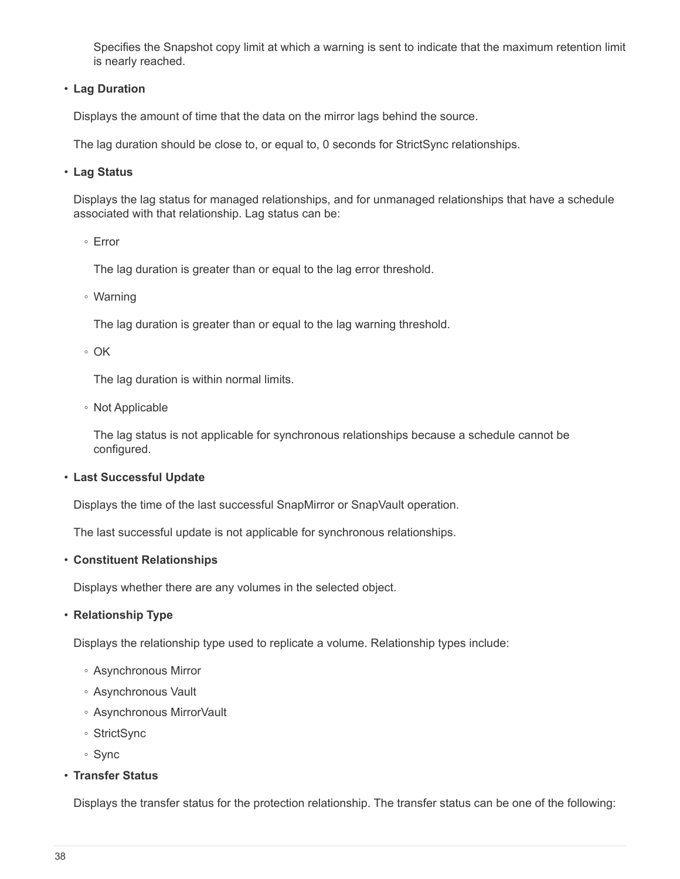Specifies the Snapshot copy limit at which a warning is sent to indicate that the maximum retention limit is nearly reached.

- **Lag Duration**

  Displays the amount of time that the data on the mirror lags behind the source.

  The lag duration should be close to, or equal to, 0 seconds for StrictSync relationships.

- **Lag Status**

  Displays the lag status for managed relationships, and for unmanaged relationships that have a schedule associated with that relationship. Lag status can be:

  - Error

    The lag duration is greater than or equal to the lag error threshold.

  - Warning

    The lag duration is greater than or equal to the lag warning threshold.

  - OK

    The lag duration is within normal limits.

  - Not Applicable

    The lag status is not applicable for synchronous relationships because a schedule cannot be configured.

- **Last Successful Update**

  Displays the time of the last successful SnapMirror or SnapVault operation.

  The last successful update is not applicable for synchronous relationships.

- **Constituent Relationships**

  Displays whether there are any volumes in the selected object.

- **Relationship Type**

  Displays the relationship type used to replicate a volume. Relationship types include:

  - Asynchronous Mirror
  - Asynchronous Vault
  - Asynchronous MirrorVault
  - StrictSync
  - Sync

- **Transfer Status**

  Displays the transfer status for the protection relationship. The transfer status can be one of the following: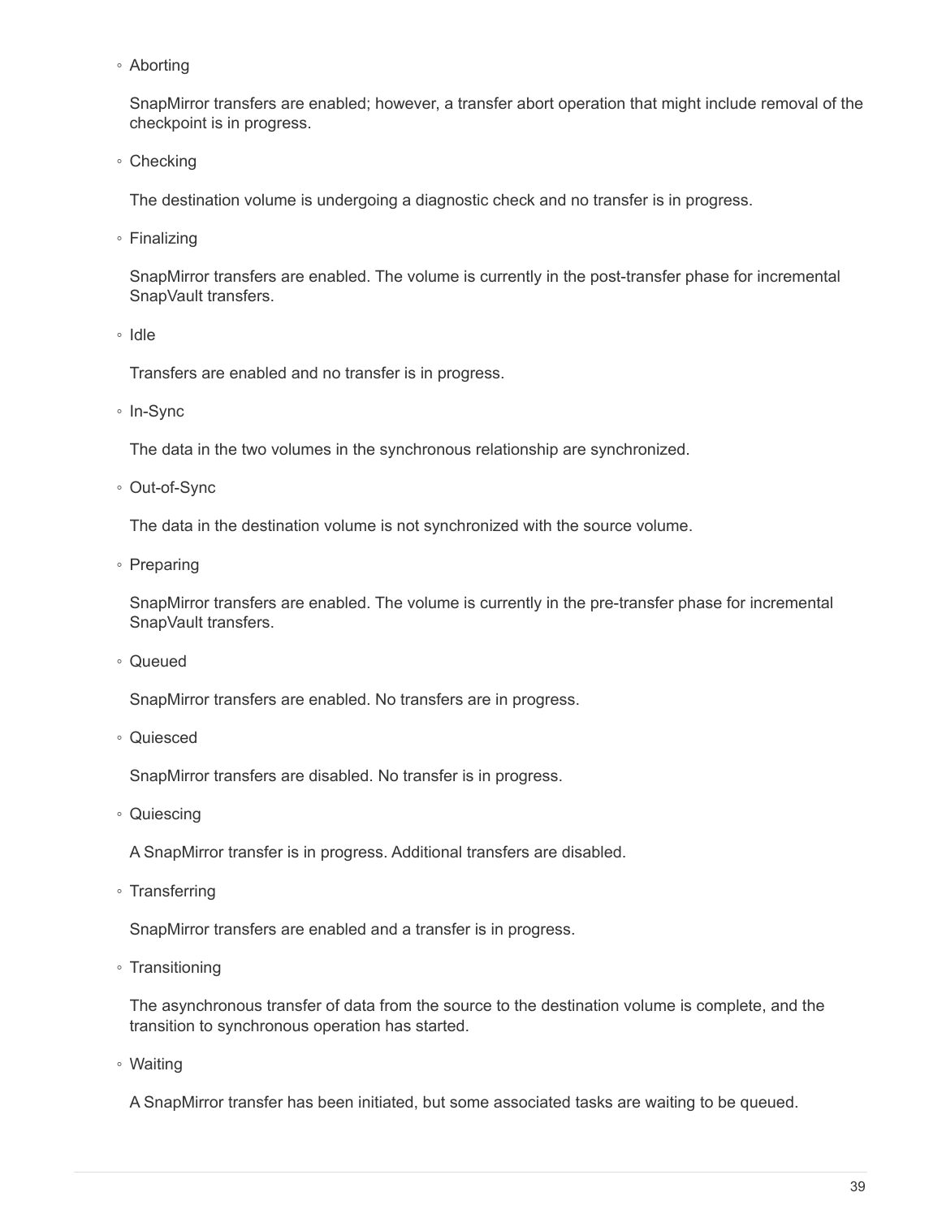- Aborting

  SnapMirror transfers are enabled; however, a transfer abort operation that might include removal of the checkpoint is in progress.

- Checking

  The destination volume is undergoing a diagnostic check and no transfer is in progress.

- Finalizing

  SnapMirror transfers are enabled. The volume is currently in the post-transfer phase for incremental SnapVault transfers.

- Idle

  Transfers are enabled and no transfer is in progress.

- In-Sync

  The data in the two volumes in the synchronous relationship are synchronized.

- Out-of-Sync

  The data in the destination volume is not synchronized with the source volume.

- Preparing

  SnapMirror transfers are enabled. The volume is currently in the pre-transfer phase for incremental SnapVault transfers.

- Queued

  SnapMirror transfers are enabled. No transfers are in progress.

- Quiesced

  SnapMirror transfers are disabled. No transfer is in progress.

- Quiescing

  A SnapMirror transfer is in progress. Additional transfers are disabled.

- Transferring

  SnapMirror transfers are enabled and a transfer is in progress.

- Transitioning

  The asynchronous transfer of data from the source to the destination volume is complete, and the transition to synchronous operation has started.

- Waiting

  A SnapMirror transfer has been initiated, but some associated tasks are waiting to be queued.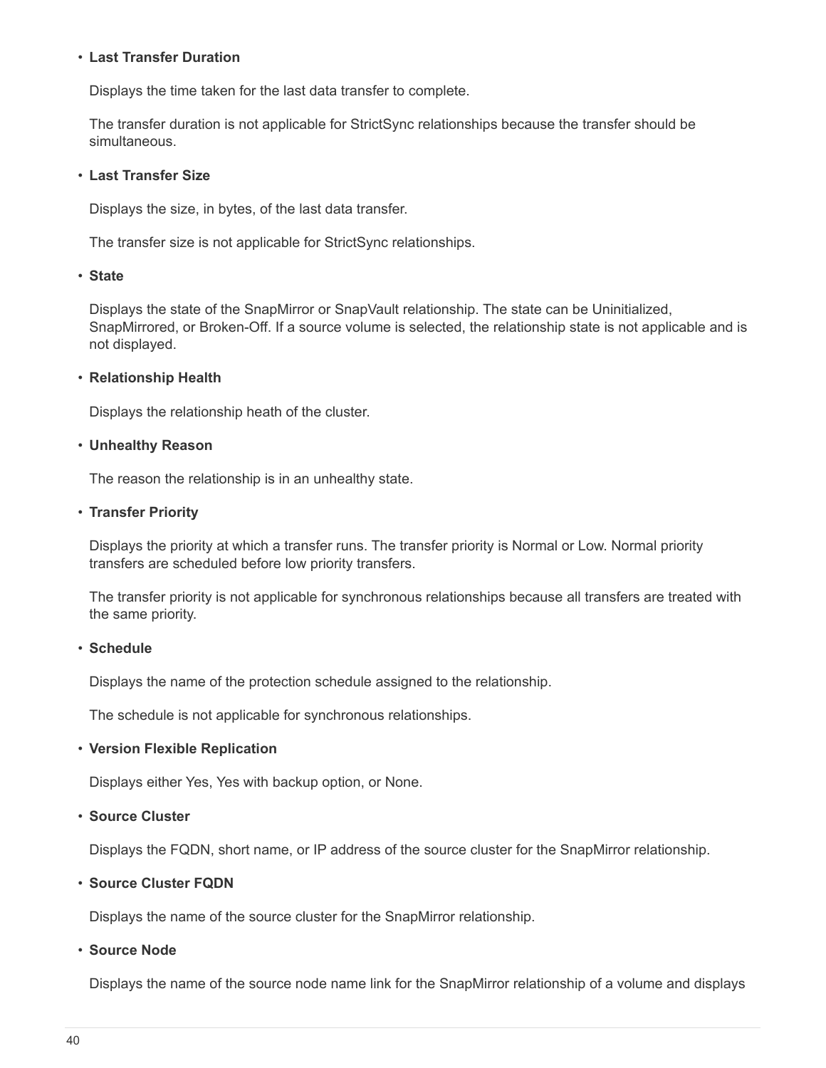- **Last Transfer Duration**

  Displays the time taken for the last data transfer to complete.

  The transfer duration is not applicable for StrictSync relationships because the transfer should be simultaneous.

- **Last Transfer Size**

  Displays the size, in bytes, of the last data transfer.

  The transfer size is not applicable for StrictSync relationships.

- **State**

  Displays the state of the SnapMirror or SnapVault relationship. The state can be Uninitialized, SnapMirrored, or Broken-Off. If a source volume is selected, the relationship state is not applicable and is not displayed.

- **Relationship Health**

  Displays the relationship heath of the cluster.

- **Unhealthy Reason**

  The reason the relationship is in an unhealthy state.

- **Transfer Priority**

  Displays the priority at which a transfer runs. The transfer priority is Normal or Low. Normal priority transfers are scheduled before low priority transfers.

  The transfer priority is not applicable for synchronous relationships because all transfers are treated with the same priority.

- **Schedule**

  Displays the name of the protection schedule assigned to the relationship.

  The schedule is not applicable for synchronous relationships.

- **Version Flexible Replication**

  Displays either Yes, Yes with backup option, or None.

- **Source Cluster**

  Displays the FQDN, short name, or IP address of the source cluster for the SnapMirror relationship.

- **Source Cluster FQDN**

  Displays the name of the source cluster for the SnapMirror relationship.

- **Source Node**

  Displays the name of the source node name link for the SnapMirror relationship of a volume and displays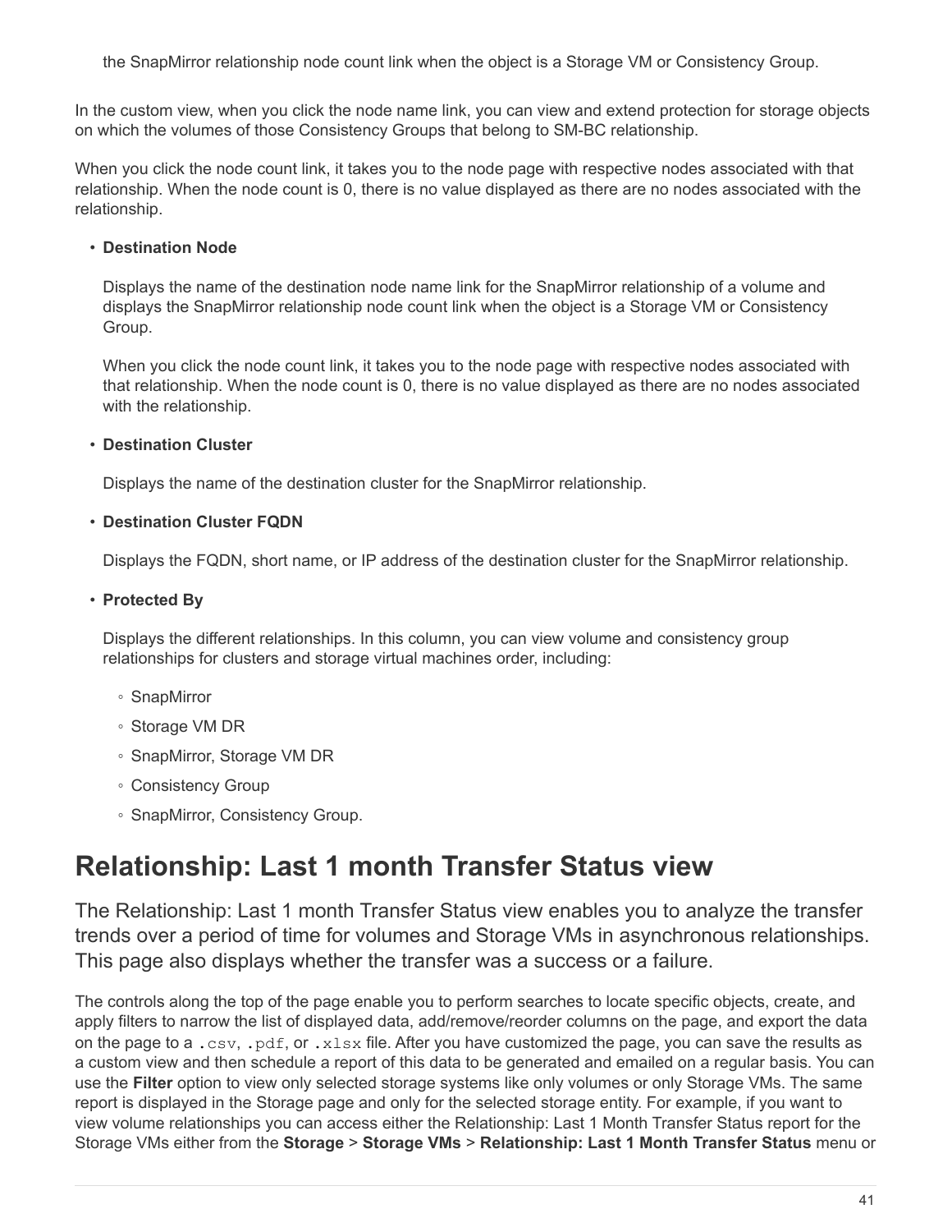the SnapMirror relationship node count link when the object is a Storage VM or Consistency Group.

In the custom view, when you click the node name link, you can view and extend protection for storage objects on which the volumes of those Consistency Groups that belong to SM-BC relationship.

When you click the node count link, it takes you to the node page with respective nodes associated with that relationship. When the node count is 0, there is no value displayed as there are no nodes associated with the relationship.

- **Destination Node**

  Displays the name of the destination node name link for the SnapMirror relationship of a volume and displays the SnapMirror relationship node count link when the object is a Storage VM or Consistency Group.

  When you click the node count link, it takes you to the node page with respective nodes associated with that relationship. When the node count is 0, there is no value displayed as there are no nodes associated with the relationship.

- **Destination Cluster**

  Displays the name of the destination cluster for the SnapMirror relationship.

- **Destination Cluster FQDN**

  Displays the FQDN, short name, or IP address of the destination cluster for the SnapMirror relationship.

- **Protected By**

  Displays the different relationships. In this column, you can view volume and consistency group relationships for clusters and storage virtual machines order, including:

  - SnapMirror
  - Storage VM DR
  - SnapMirror, Storage VM DR
  - Consistency Group
  - SnapMirror, Consistency Group.

# Relationship: Last 1 month Transfer Status view

The Relationship: Last 1 month Transfer Status view enables you to analyze the transfer trends over a period of time for volumes and Storage VMs in asynchronous relationships. This page also displays whether the transfer was a success or a failure.

The controls along the top of the page enable you to perform searches to locate specific objects, create, and apply filters to narrow the list of displayed data, add/remove/reorder columns on the page, and export the data on the page to a `.csv`, `.pdf`, or `.xlsx` file. After you have customized the page, you can save the results as a custom view and then schedule a report of this data to be generated and emailed on a regular basis. You can use the **Filter** option to view only selected storage systems like only volumes or only Storage VMs. The same report is displayed in the Storage page and only for the selected storage entity. For example, if you want to view volume relationships you can access either the Relationship: Last 1 Month Transfer Status report for the Storage VMs either from the **Storage** > **Storage VMs** > **Relationship: Last 1 Month Transfer Status** menu or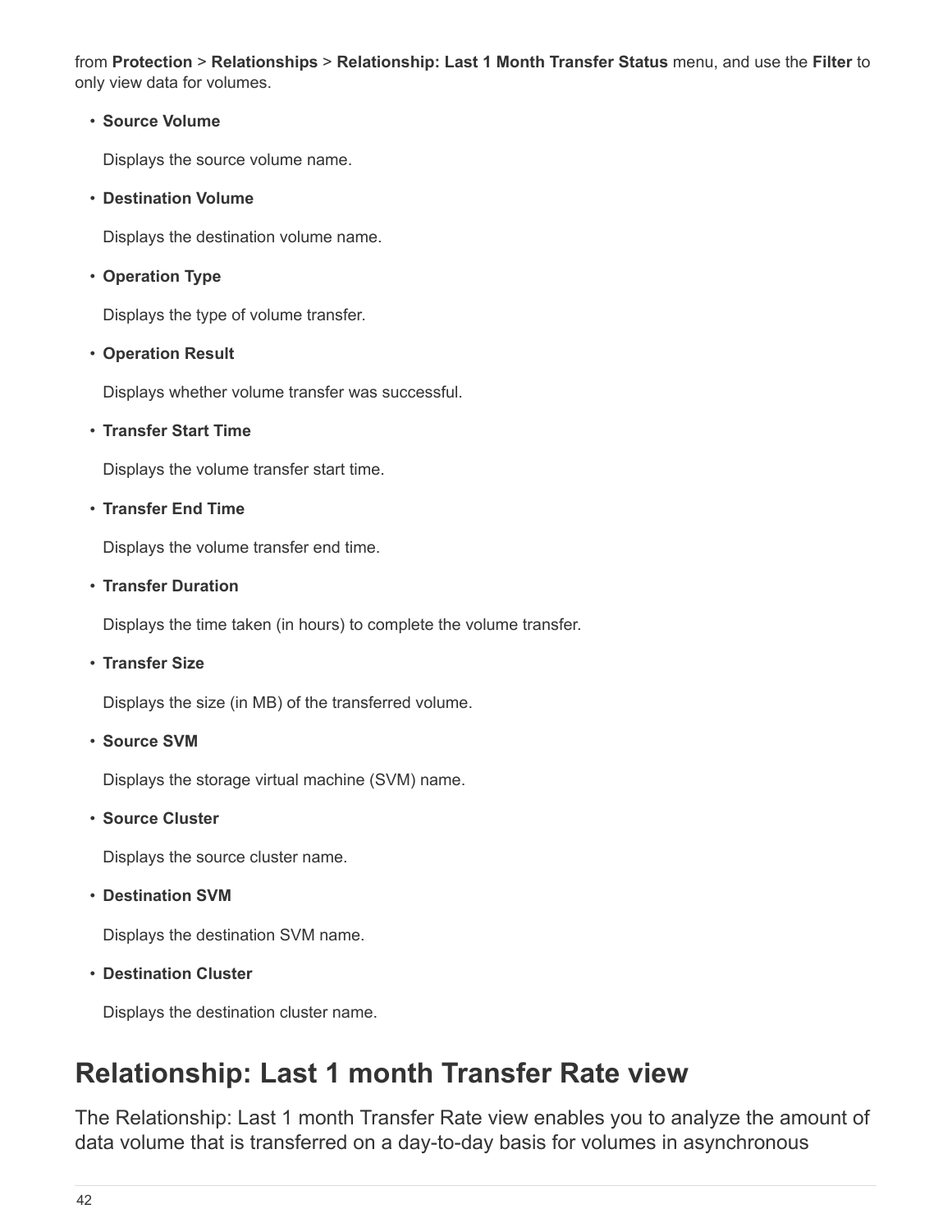from **Protection** > **Relationships** > **Relationship: Last 1 Month Transfer Status** menu, and use the **Filter** to only view data for volumes.

- **Source Volume**

  Displays the source volume name.

- **Destination Volume**

  Displays the destination volume name.

- **Operation Type**

  Displays the type of volume transfer.

- **Operation Result**

  Displays whether volume transfer was successful.

- **Transfer Start Time**

  Displays the volume transfer start time.

- **Transfer End Time**

  Displays the volume transfer end time.

- **Transfer Duration**

  Displays the time taken (in hours) to complete the volume transfer.

- **Transfer Size**

  Displays the size (in MB) of the transferred volume.

- **Source SVM**

  Displays the storage virtual machine (SVM) name.

- **Source Cluster**

  Displays the source cluster name.

- **Destination SVM**

  Displays the destination SVM name.

- **Destination Cluster**

  Displays the destination cluster name.

## Relationship: Last 1 month Transfer Rate view

The Relationship: Last 1 month Transfer Rate view enables you to analyze the amount of data volume that is transferred on a day-to-day basis for volumes in asynchronous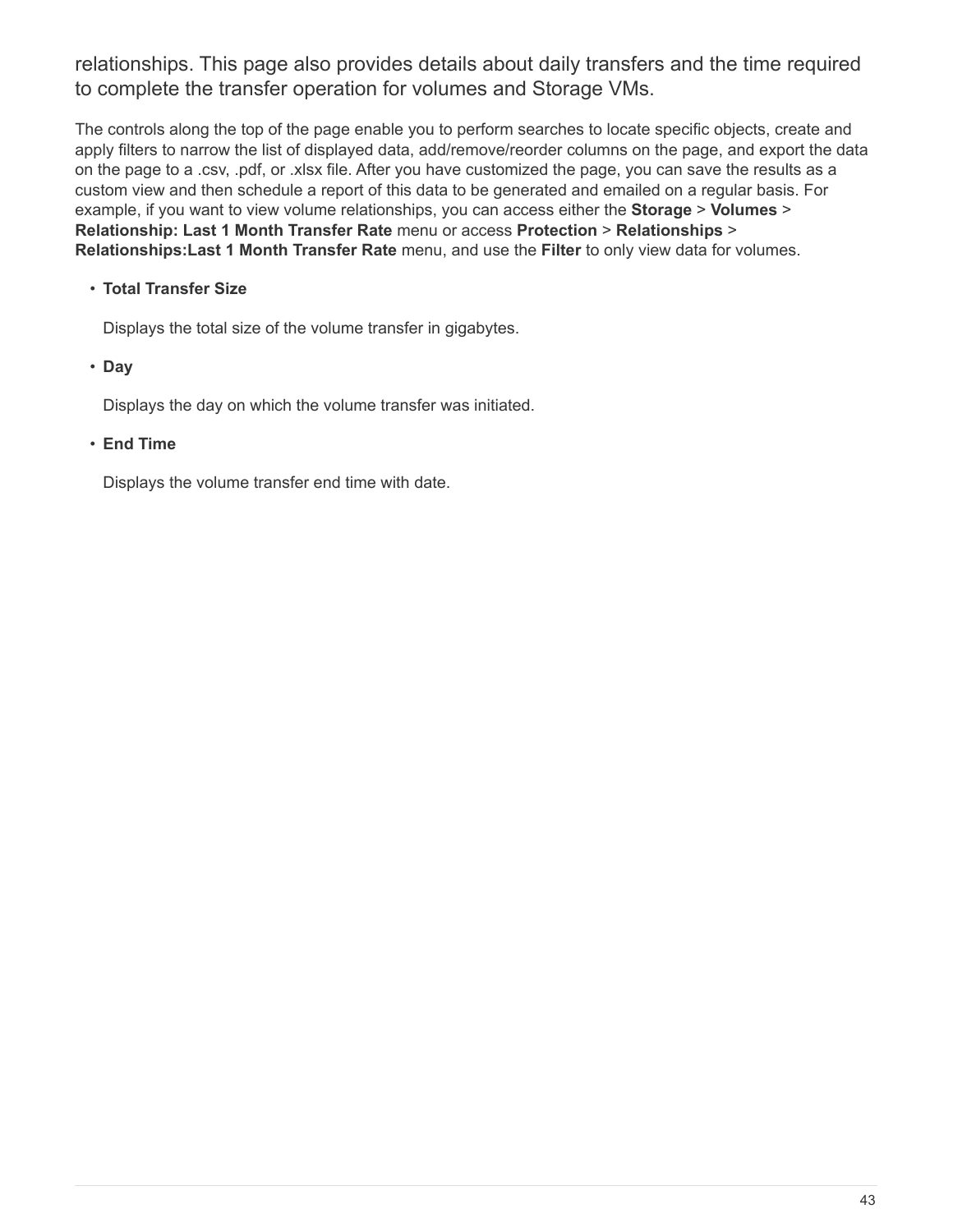relationships. This page also provides details about daily transfers and the time required to complete the transfer operation for volumes and Storage VMs.

The controls along the top of the page enable you to perform searches to locate specific objects, create and apply filters to narrow the list of displayed data, add/remove/reorder columns on the page, and export the data on the page to a .csv, .pdf, or .xlsx file. After you have customized the page, you can save the results as a custom view and then schedule a report of this data to be generated and emailed on a regular basis. For example, if you want to view volume relationships, you can access either the **Storage** > **Volumes** > **Relationship: Last 1 Month Transfer Rate** menu or access **Protection** > **Relationships** > **Relationships:Last 1 Month Transfer Rate** menu, and use the **Filter** to only view data for volumes.

- **Total Transfer Size**

  Displays the total size of the volume transfer in gigabytes.

- **Day**

  Displays the day on which the volume transfer was initiated.

- **End Time**

  Displays the volume transfer end time with date.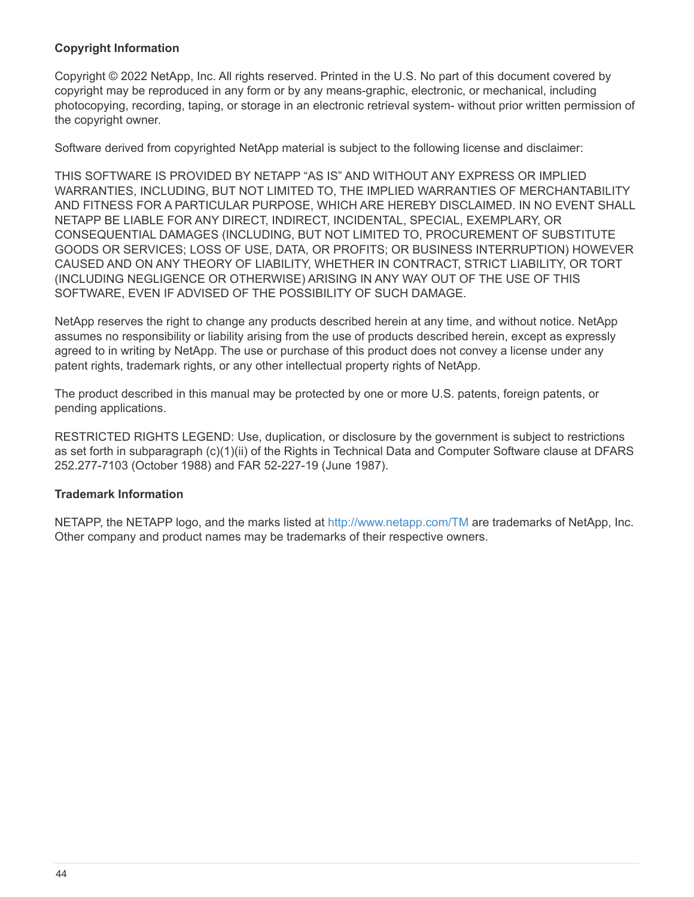### Copyright Information

Copyright © 2022 NetApp, Inc. All rights reserved. Printed in the U.S. No part of this document covered by copyright may be reproduced in any form or by any means-graphic, electronic, or mechanical, including photocopying, recording, taping, or storage in an electronic retrieval system- without prior written permission of the copyright owner.

Software derived from copyrighted NetApp material is subject to the following license and disclaimer:

THIS SOFTWARE IS PROVIDED BY NETAPP "AS IS" AND WITHOUT ANY EXPRESS OR IMPLIED WARRANTIES, INCLUDING, BUT NOT LIMITED TO, THE IMPLIED WARRANTIES OF MERCHANTABILITY AND FITNESS FOR A PARTICULAR PURPOSE, WHICH ARE HEREBY DISCLAIMED. IN NO EVENT SHALL NETAPP BE LIABLE FOR ANY DIRECT, INDIRECT, INCIDENTAL, SPECIAL, EXEMPLARY, OR CONSEQUENTIAL DAMAGES (INCLUDING, BUT NOT LIMITED TO, PROCUREMENT OF SUBSTITUTE GOODS OR SERVICES; LOSS OF USE, DATA, OR PROFITS; OR BUSINESS INTERRUPTION) HOWEVER CAUSED AND ON ANY THEORY OF LIABILITY, WHETHER IN CONTRACT, STRICT LIABILITY, OR TORT (INCLUDING NEGLIGENCE OR OTHERWISE) ARISING IN ANY WAY OUT OF THE USE OF THIS SOFTWARE, EVEN IF ADVISED OF THE POSSIBILITY OF SUCH DAMAGE.

NetApp reserves the right to change any products described herein at any time, and without notice. NetApp assumes no responsibility or liability arising from the use of products described herein, except as expressly agreed to in writing by NetApp. The use or purchase of this product does not convey a license under any patent rights, trademark rights, or any other intellectual property rights of NetApp.

The product described in this manual may be protected by one or more U.S. patents, foreign patents, or pending applications.

RESTRICTED RIGHTS LEGEND: Use, duplication, or disclosure by the government is subject to restrictions as set forth in subparagraph (c)(1)(ii) of the Rights in Technical Data and Computer Software clause at DFARS 252.277-7103 (October 1988) and FAR 52-227-19 (June 1987).

### Trademark Information

NETAPP, the NETAPP logo, and the marks listed at http://www.netapp.com/TM are trademarks of NetApp, Inc. Other company and product names may be trademarks of their respective owners.